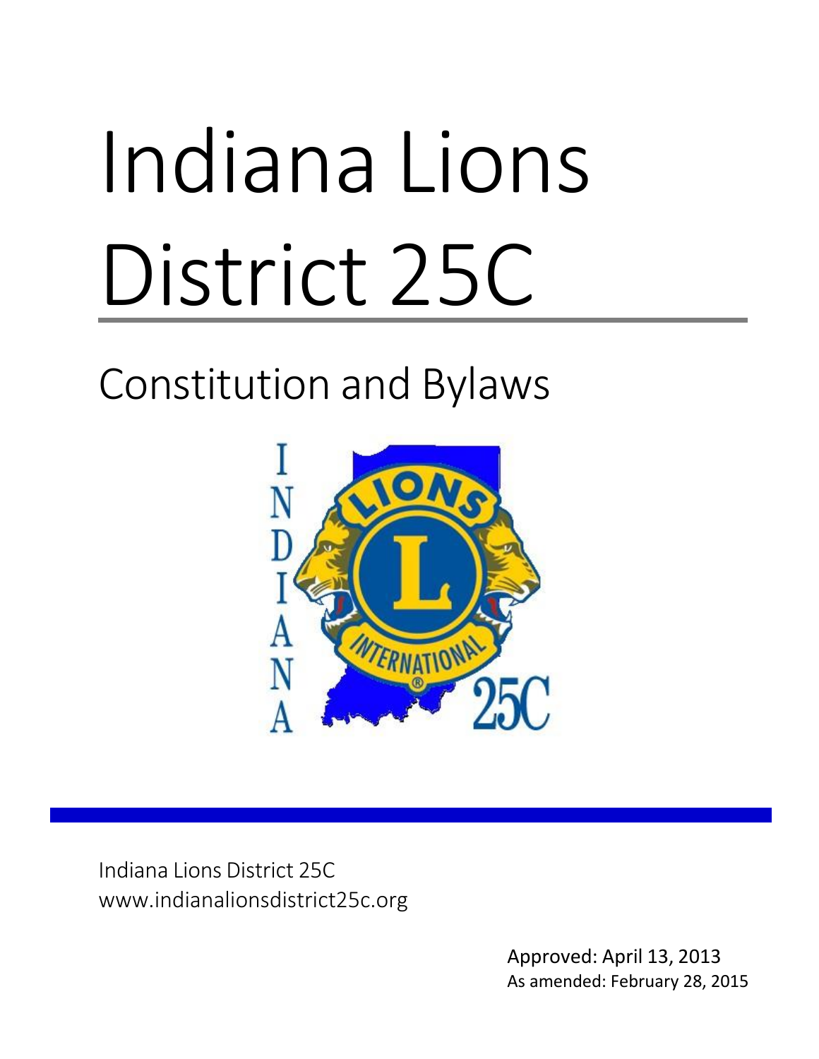# Indiana Lions District 25C

## Constitution and Bylaws

Indiana Lions District 25C
www.indianalionsdistrict25c.org

Approved: April 13, 2013
As amended: February 28, 2015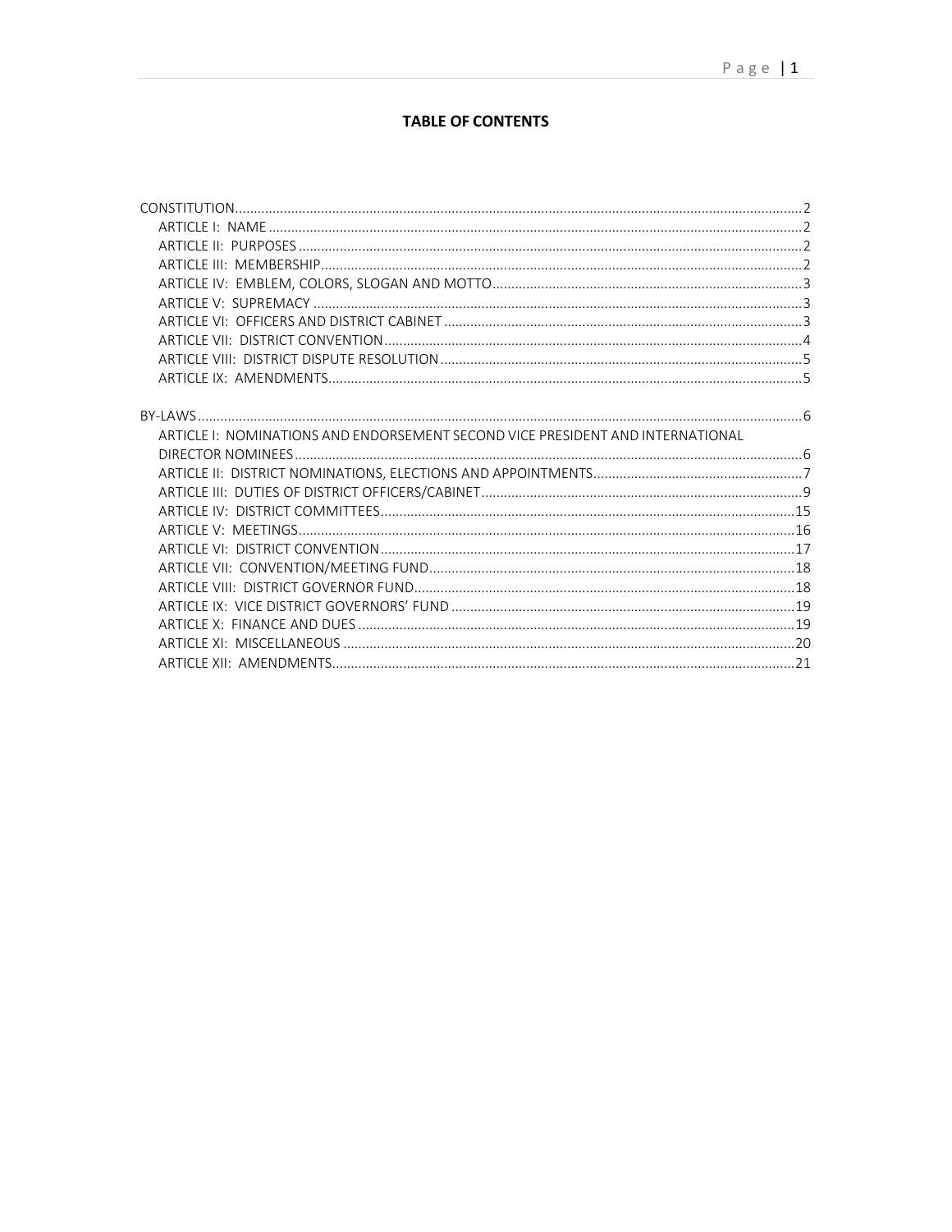# TABLE OF CONTENTS

CONSTITUTION ........ 2
- ARTICLE I: NAME ........ 2
- ARTICLE II: PURPOSES ........ 2
- ARTICLE III: MEMBERSHIP ........ 2
- ARTICLE IV: EMBLEM, COLORS, SLOGAN AND MOTTO ........ 3
- ARTICLE V: SUPREMACY ........ 3
- ARTICLE VI: OFFICERS AND DISTRICT CABINET ........ 3
- ARTICLE VII: DISTRICT CONVENTION ........ 4
- ARTICLE VIII: DISTRICT DISPUTE RESOLUTION ........ 5
- ARTICLE IX: AMENDMENTS ........ 5

BY-LAWS ........ 6
- ARTICLE I: NOMINATIONS AND ENDORSEMENT SECOND VICE PRESIDENT AND INTERNATIONAL DIRECTOR NOMINEES ........ 6
- ARTICLE II: DISTRICT NOMINATIONS, ELECTIONS AND APPOINTMENTS ........ 7
- ARTICLE III: DUTIES OF DISTRICT OFFICERS/CABINET ........ 9
- ARTICLE IV: DISTRICT COMMITTEES ........ 15
- ARTICLE V: MEETINGS ........ 16
- ARTICLE VI: DISTRICT CONVENTION ........ 17
- ARTICLE VII: CONVENTION/MEETING FUND ........ 18
- ARTICLE VIII: DISTRICT GOVERNOR FUND ........ 18
- ARTICLE IX: VICE DISTRICT GOVERNORS' FUND ........ 19
- ARTICLE X: FINANCE AND DUES ........ 19
- ARTICLE XI: MISCELLANEOUS ........ 20
- ARTICLE XII: AMENDMENTS ........ 21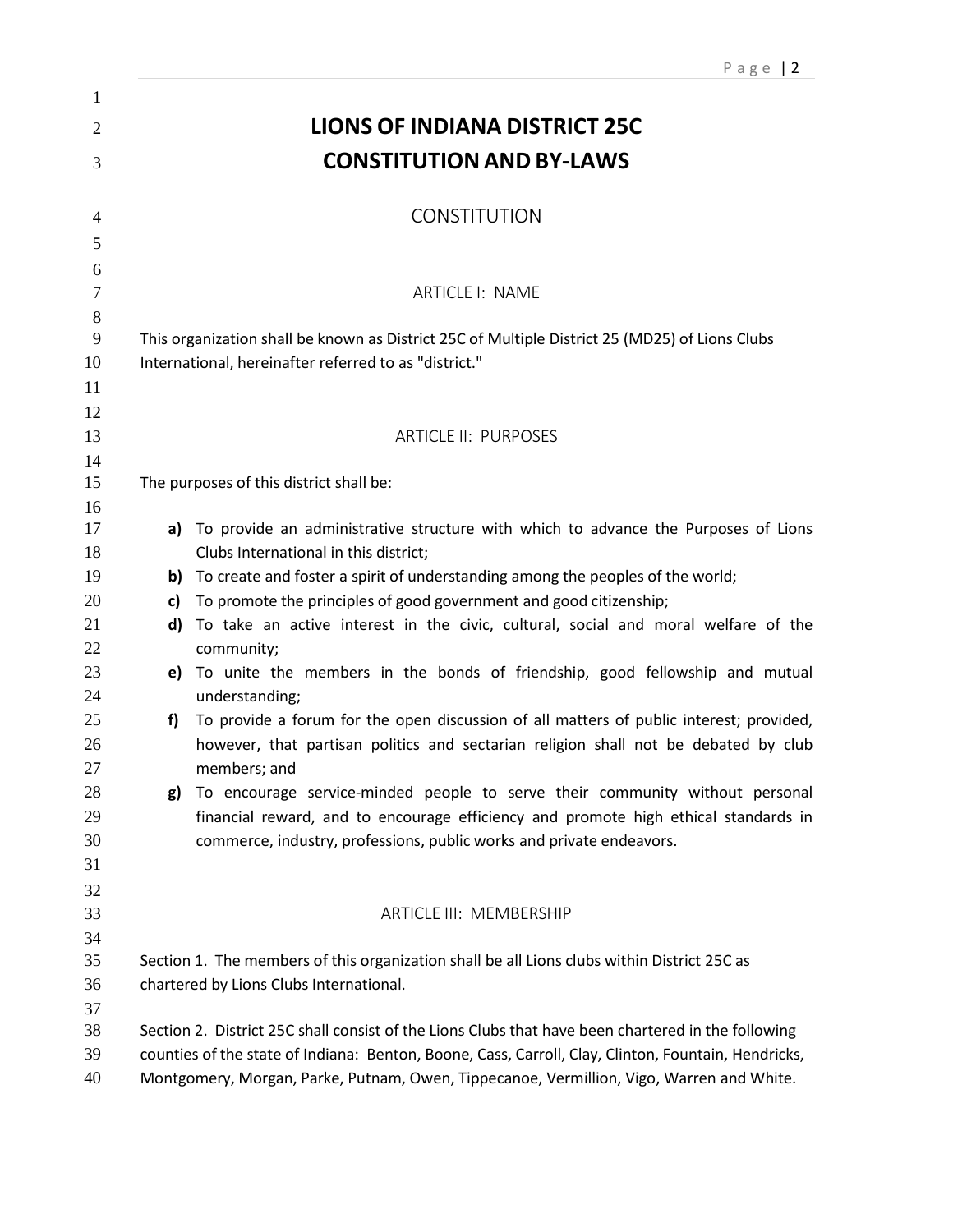# LIONS OF INDIANA DISTRICT 25C
# CONSTITUTION AND BY-LAWS

## CONSTITUTION

### ARTICLE I: NAME

This organization shall be known as District 25C of Multiple District 25 (MD25) of Lions Clubs International, hereinafter referred to as "district."

### ARTICLE II: PURPOSES

The purposes of this district shall be:

- **a)** To provide an administrative structure with which to advance the Purposes of Lions Clubs International in this district;
- **b)** To create and foster a spirit of understanding among the peoples of the world;
- **c)** To promote the principles of good government and good citizenship;
- **d)** To take an active interest in the civic, cultural, social and moral welfare of the community;
- **e)** To unite the members in the bonds of friendship, good fellowship and mutual understanding;
- **f)** To provide a forum for the open discussion of all matters of public interest; provided, however, that partisan politics and sectarian religion shall not be debated by club members; and
- **g)** To encourage service-minded people to serve their community without personal financial reward, and to encourage efficiency and promote high ethical standards in commerce, industry, professions, public works and private endeavors.

### ARTICLE III: MEMBERSHIP

Section 1. The members of this organization shall be all Lions clubs within District 25C as chartered by Lions Clubs International.

Section 2. District 25C shall consist of the Lions Clubs that have been chartered in the following counties of the state of Indiana: Benton, Boone, Cass, Carroll, Clay, Clinton, Fountain, Hendricks, Montgomery, Morgan, Parke, Putnam, Owen, Tippecanoe, Vermillion, Vigo, Warren and White.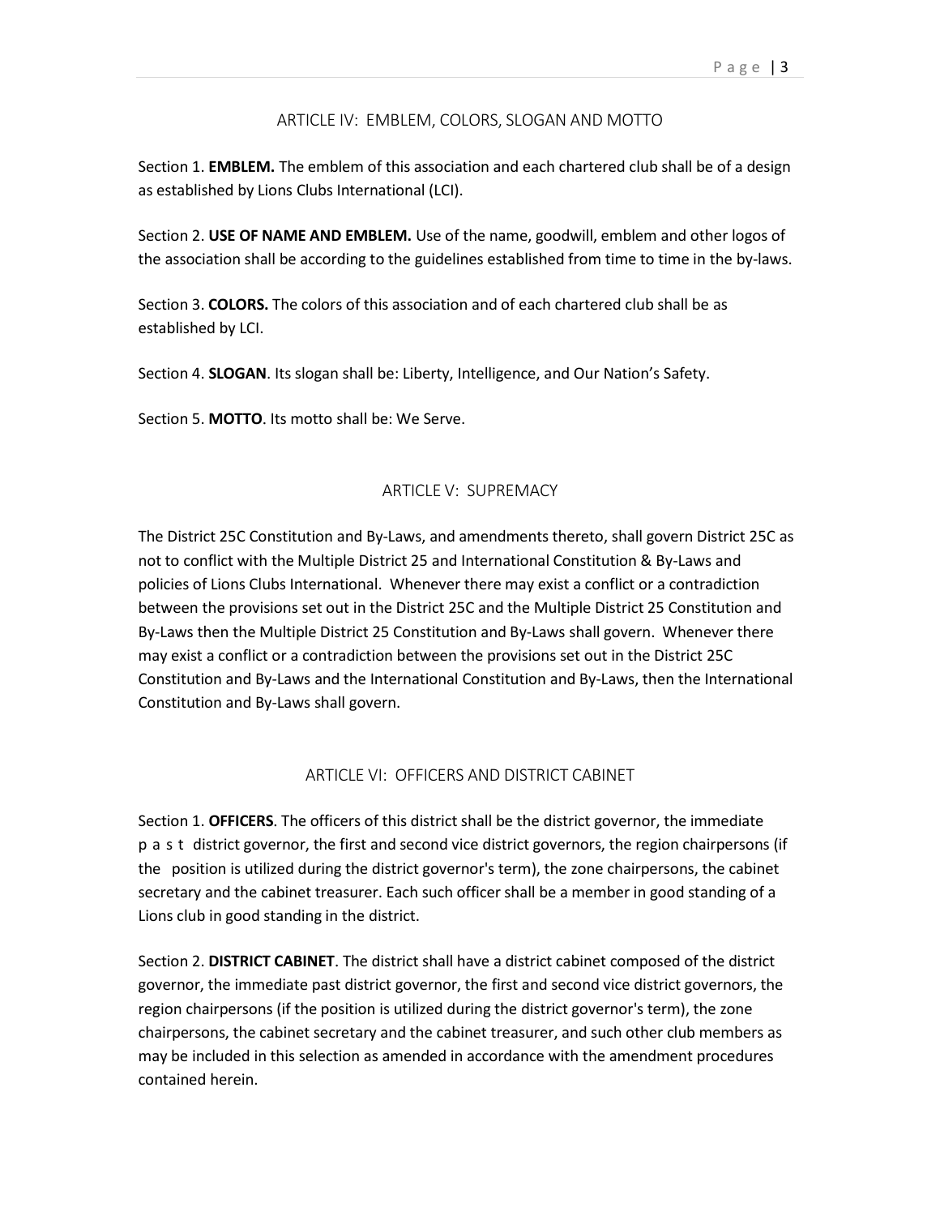## ARTICLE IV: EMBLEM, COLORS, SLOGAN AND MOTTO

Section 1. **EMBLEM.** The emblem of this association and each chartered club shall be of a design as established by Lions Clubs International (LCI).

Section 2. **USE OF NAME AND EMBLEM.** Use of the name, goodwill, emblem and other logos of the association shall be according to the guidelines established from time to time in the by-laws.

Section 3. **COLORS.** The colors of this association and of each chartered club shall be as established by LCI.

Section 4. **SLOGAN**. Its slogan shall be: Liberty, Intelligence, and Our Nation's Safety.

Section 5. **MOTTO**. Its motto shall be: We Serve.

## ARTICLE V: SUPREMACY

The District 25C Constitution and By-Laws, and amendments thereto, shall govern District 25C as not to conflict with the Multiple District 25 and International Constitution & By-Laws and policies of Lions Clubs International. Whenever there may exist a conflict or a contradiction between the provisions set out in the District 25C and the Multiple District 25 Constitution and By-Laws then the Multiple District 25 Constitution and By-Laws shall govern. Whenever there may exist a conflict or a contradiction between the provisions set out in the District 25C Constitution and By-Laws and the International Constitution and By-Laws, then the International Constitution and By-Laws shall govern.

## ARTICLE VI: OFFICERS AND DISTRICT CABINET

Section 1. **OFFICERS**. The officers of this district shall be the district governor, the immediate past district governor, the first and second vice district governors, the region chairpersons (if the position is utilized during the district governor's term), the zone chairpersons, the cabinet secretary and the cabinet treasurer. Each such officer shall be a member in good standing of a Lions club in good standing in the district.

Section 2. **DISTRICT CABINET**. The district shall have a district cabinet composed of the district governor, the immediate past district governor, the first and second vice district governors, the region chairpersons (if the position is utilized during the district governor's term), the zone chairpersons, the cabinet secretary and the cabinet treasurer, and such other club members as may be included in this selection as amended in accordance with the amendment procedures contained herein.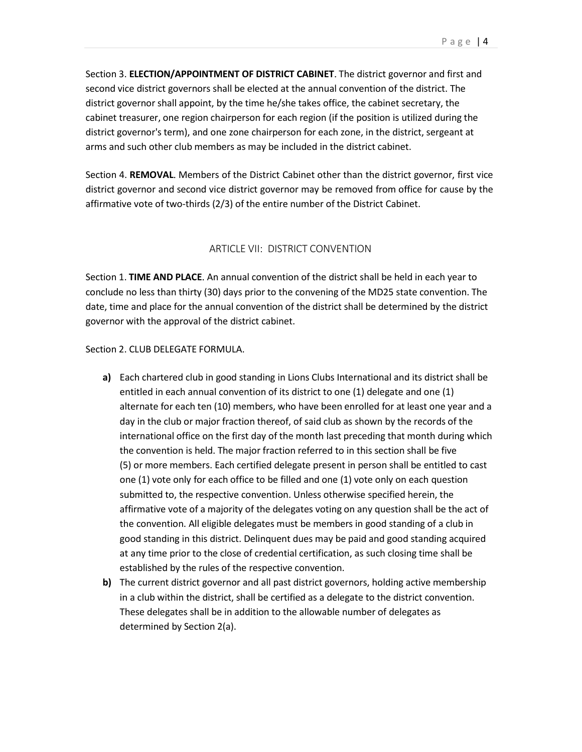Section 3. **ELECTION/APPOINTMENT OF DISTRICT CABINET**. The district governor and first and second vice district governors shall be elected at the annual convention of the district. The district governor shall appoint, by the time he/she takes office, the cabinet secretary, the cabinet treasurer, one region chairperson for each region (if the position is utilized during the district governor's term), and one zone chairperson for each zone, in the district, sergeant at arms and such other club members as may be included in the district cabinet.

Section 4. **REMOVAL**. Members of the District Cabinet other than the district governor, first vice district governor and second vice district governor may be removed from office for cause by the affirmative vote of two-thirds (2/3) of the entire number of the District Cabinet.

## ARTICLE VII: DISTRICT CONVENTION

Section 1. **TIME AND PLACE**. An annual convention of the district shall be held in each year to conclude no less than thirty (30) days prior to the convening of the MD25 state convention. The date, time and place for the annual convention of the district shall be determined by the district governor with the approval of the district cabinet.

Section 2. CLUB DELEGATE FORMULA.

- **a)** Each chartered club in good standing in Lions Clubs International and its district shall be entitled in each annual convention of its district to one (1) delegate and one (1) alternate for each ten (10) members, who have been enrolled for at least one year and a day in the club or major fraction thereof, of said club as shown by the records of the international office on the first day of the month last preceding that month during which the convention is held. The major fraction referred to in this section shall be five (5) or more members. Each certified delegate present in person shall be entitled to cast one (1) vote only for each office to be filled and one (1) vote only on each question submitted to, the respective convention. Unless otherwise specified herein, the affirmative vote of a majority of the delegates voting on any question shall be the act of the convention. All eligible delegates must be members in good standing of a club in good standing in this district. Delinquent dues may be paid and good standing acquired at any time prior to the close of credential certification, as such closing time shall be established by the rules of the respective convention.
- **b)** The current district governor and all past district governors, holding active membership in a club within the district, shall be certified as a delegate to the district convention. These delegates shall be in addition to the allowable number of delegates as determined by Section 2(a).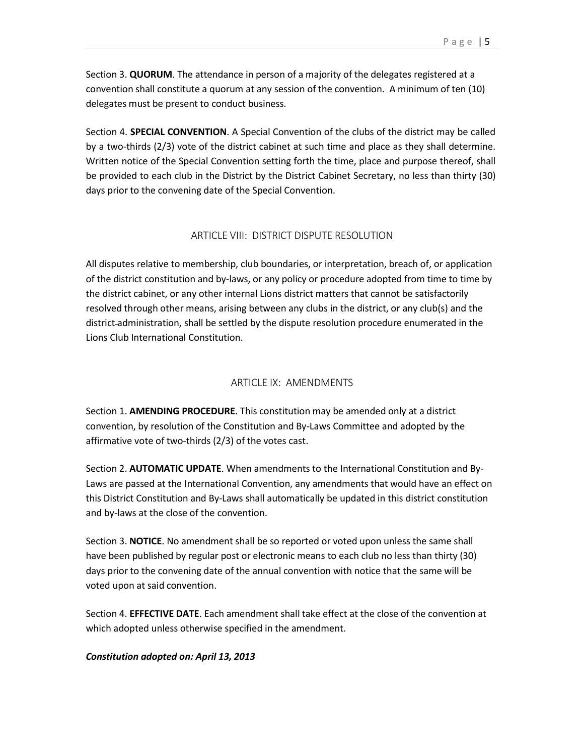Section 3. **QUORUM**. The attendance in person of a majority of the delegates registered at a convention shall constitute a quorum at any session of the convention. A minimum of ten (10) delegates must be present to conduct business.

Section 4. **SPECIAL CONVENTION**. A Special Convention of the clubs of the district may be called by a two-thirds (2/3) vote of the district cabinet at such time and place as they shall determine. Written notice of the Special Convention setting forth the time, place and purpose thereof, shall be provided to each club in the District by the District Cabinet Secretary, no less than thirty (30) days prior to the convening date of the Special Convention.

## ARTICLE VIII: DISTRICT DISPUTE RESOLUTION

All disputes relative to membership, club boundaries, or interpretation, breach of, or application of the district constitution and by-laws, or any policy or procedure adopted from time to time by the district cabinet, or any other internal Lions district matters that cannot be satisfactorily resolved through other means, arising between any clubs in the district, or any club(s) and the district administration, shall be settled by the dispute resolution procedure enumerated in the Lions Club International Constitution.

## ARTICLE IX: AMENDMENTS

Section 1. **AMENDING PROCEDURE**. This constitution may be amended only at a district convention, by resolution of the Constitution and By-Laws Committee and adopted by the affirmative vote of two-thirds (2/3) of the votes cast.

Section 2. **AUTOMATIC UPDATE**. When amendments to the International Constitution and By-Laws are passed at the International Convention, any amendments that would have an effect on this District Constitution and By-Laws shall automatically be updated in this district constitution and by-laws at the close of the convention.

Section 3. **NOTICE**. No amendment shall be so reported or voted upon unless the same shall have been published by regular post or electronic means to each club no less than thirty (30) days prior to the convening date of the annual convention with notice that the same will be voted upon at said convention.

Section 4. **EFFECTIVE DATE**. Each amendment shall take effect at the close of the convention at which adopted unless otherwise specified in the amendment.

***Constitution adopted on: April 13, 2013***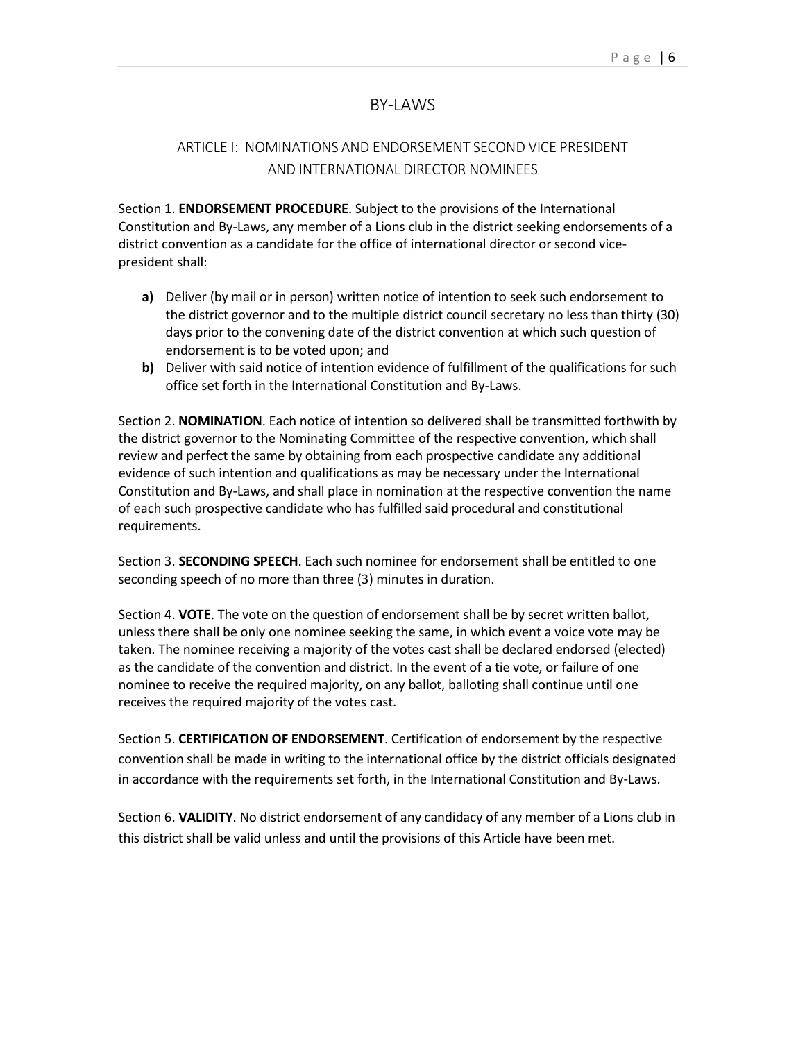# BY-LAWS

## ARTICLE I: NOMINATIONS AND ENDORSEMENT SECOND VICE PRESIDENT AND INTERNATIONAL DIRECTOR NOMINEES

Section 1. **ENDORSEMENT PROCEDURE**. Subject to the provisions of the International Constitution and By-Laws, any member of a Lions club in the district seeking endorsements of a district convention as a candidate for the office of international director or second vice-president shall:

- **a)** Deliver (by mail or in person) written notice of intention to seek such endorsement to the district governor and to the multiple district council secretary no less than thirty (30) days prior to the convening date of the district convention at which such question of endorsement is to be voted upon; and
- **b)** Deliver with said notice of intention evidence of fulfillment of the qualifications for such office set forth in the International Constitution and By-Laws.

Section 2. **NOMINATION**. Each notice of intention so delivered shall be transmitted forthwith by the district governor to the Nominating Committee of the respective convention, which shall review and perfect the same by obtaining from each prospective candidate any additional evidence of such intention and qualifications as may be necessary under the International Constitution and By-Laws, and shall place in nomination at the respective convention the name of each such prospective candidate who has fulfilled said procedural and constitutional requirements.

Section 3. **SECONDING SPEECH**. Each such nominee for endorsement shall be entitled to one seconding speech of no more than three (3) minutes in duration.

Section 4. **VOTE**. The vote on the question of endorsement shall be by secret written ballot, unless there shall be only one nominee seeking the same, in which event a voice vote may be taken. The nominee receiving a majority of the votes cast shall be declared endorsed (elected) as the candidate of the convention and district. In the event of a tie vote, or failure of one nominee to receive the required majority, on any ballot, balloting shall continue until one receives the required majority of the votes cast.

Section 5. **CERTIFICATION OF ENDORSEMENT**. Certification of endorsement by the respective convention shall be made in writing to the international office by the district officials designated in accordance with the requirements set forth, in the International Constitution and By-Laws.

Section 6. **VALIDITY**. No district endorsement of any candidacy of any member of a Lions club in this district shall be valid unless and until the provisions of this Article have been met.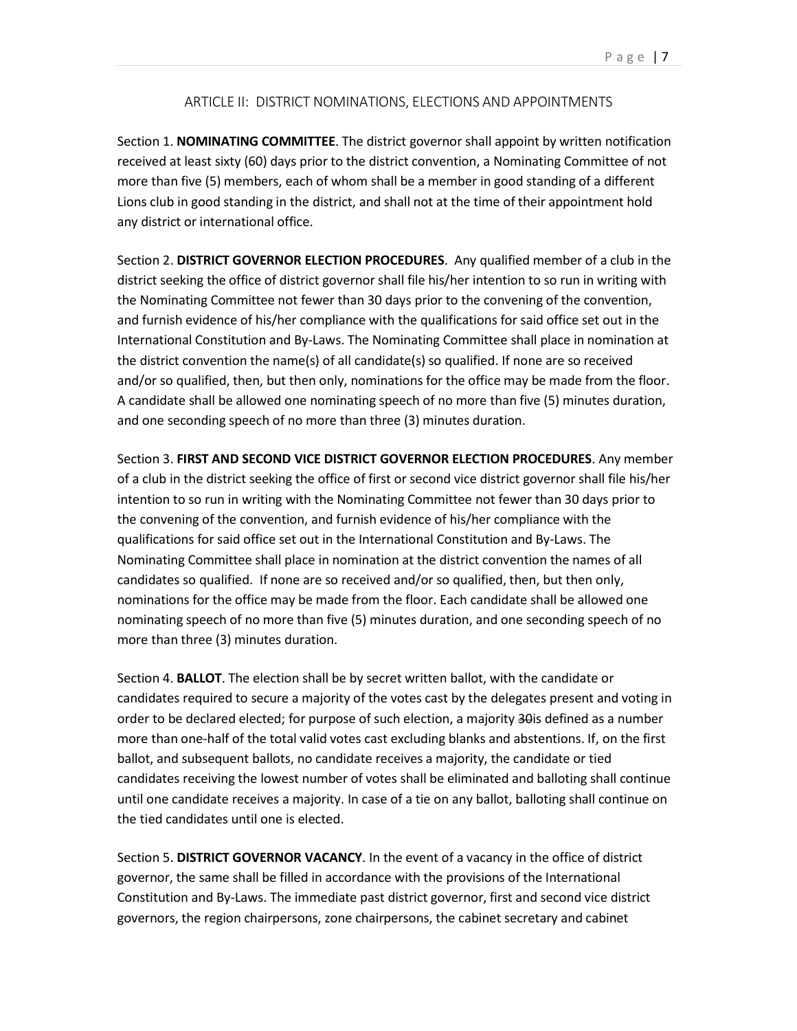## ARTICLE II: DISTRICT NOMINATIONS, ELECTIONS AND APPOINTMENTS

Section 1. **NOMINATING COMMITTEE**. The district governor shall appoint by written notification received at least sixty (60) days prior to the district convention, a Nominating Committee of not more than five (5) members, each of whom shall be a member in good standing of a different Lions club in good standing in the district, and shall not at the time of their appointment hold any district or international office.

Section 2. **DISTRICT GOVERNOR ELECTION PROCEDURES**. Any qualified member of a club in the district seeking the office of district governor shall file his/her intention to so run in writing with the Nominating Committee not fewer than 30 days prior to the convening of the convention, and furnish evidence of his/her compliance with the qualifications for said office set out in the International Constitution and By-Laws. The Nominating Committee shall place in nomination at the district convention the name(s) of all candidate(s) so qualified. If none are so received and/or so qualified, then, but then only, nominations for the office may be made from the floor. A candidate shall be allowed one nominating speech of no more than five (5) minutes duration, and one seconding speech of no more than three (3) minutes duration.

Section 3. **FIRST AND SECOND VICE DISTRICT GOVERNOR ELECTION PROCEDURES**. Any member of a club in the district seeking the office of first or second vice district governor shall file his/her intention to so run in writing with the Nominating Committee not fewer than 30 days prior to the convening of the convention, and furnish evidence of his/her compliance with the qualifications for said office set out in the International Constitution and By-Laws. The Nominating Committee shall place in nomination at the district convention the names of all candidates so qualified. If none are so received and/or so qualified, then, but then only, nominations for the office may be made from the floor. Each candidate shall be allowed one nominating speech of no more than five (5) minutes duration, and one seconding speech of no more than three (3) minutes duration.

Section 4. **BALLOT**. The election shall be by secret written ballot, with the candidate or candidates required to secure a majority of the votes cast by the delegates present and voting in order to be declared elected; for purpose of such election, a majority ~~30~~is defined as a number more than one-half of the total valid votes cast excluding blanks and abstentions. If, on the first ballot, and subsequent ballots, no candidate receives a majority, the candidate or tied candidates receiving the lowest number of votes shall be eliminated and balloting shall continue until one candidate receives a majority. In case of a tie on any ballot, balloting shall continue on the tied candidates until one is elected.

Section 5. **DISTRICT GOVERNOR VACANCY**. In the event of a vacancy in the office of district governor, the same shall be filled in accordance with the provisions of the International Constitution and By-Laws. The immediate past district governor, first and second vice district governors, the region chairpersons, zone chairpersons, the cabinet secretary and cabinet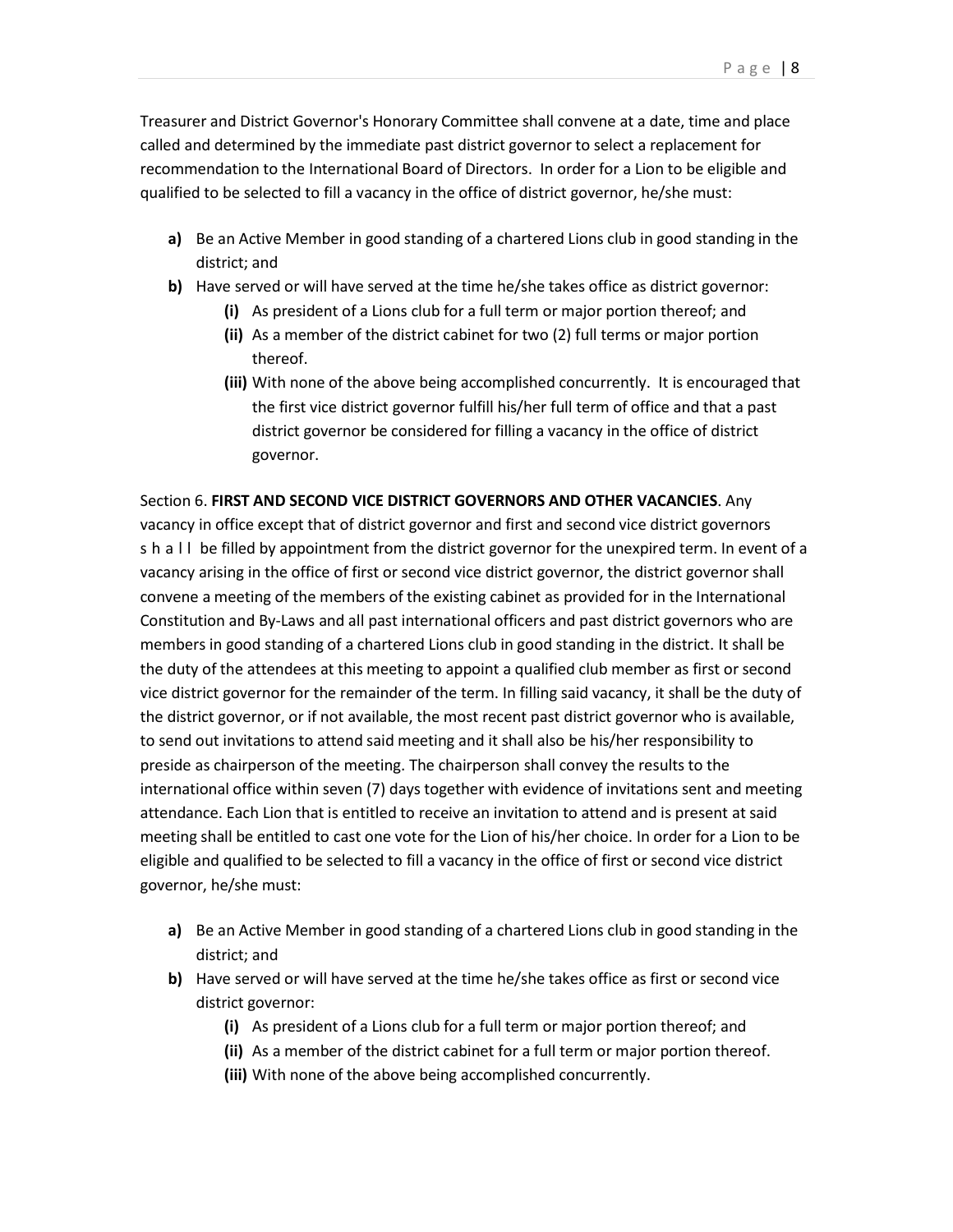Treasurer and District Governor's Honorary Committee shall convene at a date, time and place called and determined by the immediate past district governor to select a replacement for recommendation to the International Board of Directors. In order for a Lion to be eligible and qualified to be selected to fill a vacancy in the office of district governor, he/she must:

- **a)** Be an Active Member in good standing of a chartered Lions club in good standing in the district; and
- **b)** Have served or will have served at the time he/she takes office as district governor:
  - **(i)** As president of a Lions club for a full term or major portion thereof; and
  - **(ii)** As a member of the district cabinet for two (2) full terms or major portion thereof.
  - **(iii)** With none of the above being accomplished concurrently. It is encouraged that the first vice district governor fulfill his/her full term of office and that a past district governor be considered for filling a vacancy in the office of district governor.

Section 6. **FIRST AND SECOND VICE DISTRICT GOVERNORS AND OTHER VACANCIES**. Any vacancy in office except that of district governor and first and second vice district governors shall be filled by appointment from the district governor for the unexpired term. In event of a vacancy arising in the office of first or second vice district governor, the district governor shall convene a meeting of the members of the existing cabinet as provided for in the International Constitution and By-Laws and all past international officers and past district governors who are members in good standing of a chartered Lions club in good standing in the district. It shall be the duty of the attendees at this meeting to appoint a qualified club member as first or second vice district governor for the remainder of the term. In filling said vacancy, it shall be the duty of the district governor, or if not available, the most recent past district governor who is available, to send out invitations to attend said meeting and it shall also be his/her responsibility to preside as chairperson of the meeting. The chairperson shall convey the results to the international office within seven (7) days together with evidence of invitations sent and meeting attendance. Each Lion that is entitled to receive an invitation to attend and is present at said meeting shall be entitled to cast one vote for the Lion of his/her choice. In order for a Lion to be eligible and qualified to be selected to fill a vacancy in the office of first or second vice district governor, he/she must:

- **a)** Be an Active Member in good standing of a chartered Lions club in good standing in the district; and
- **b)** Have served or will have served at the time he/she takes office as first or second vice district governor:
  - **(i)** As president of a Lions club for a full term or major portion thereof; and
  - **(ii)** As a member of the district cabinet for a full term or major portion thereof.
  - **(iii)** With none of the above being accomplished concurrently.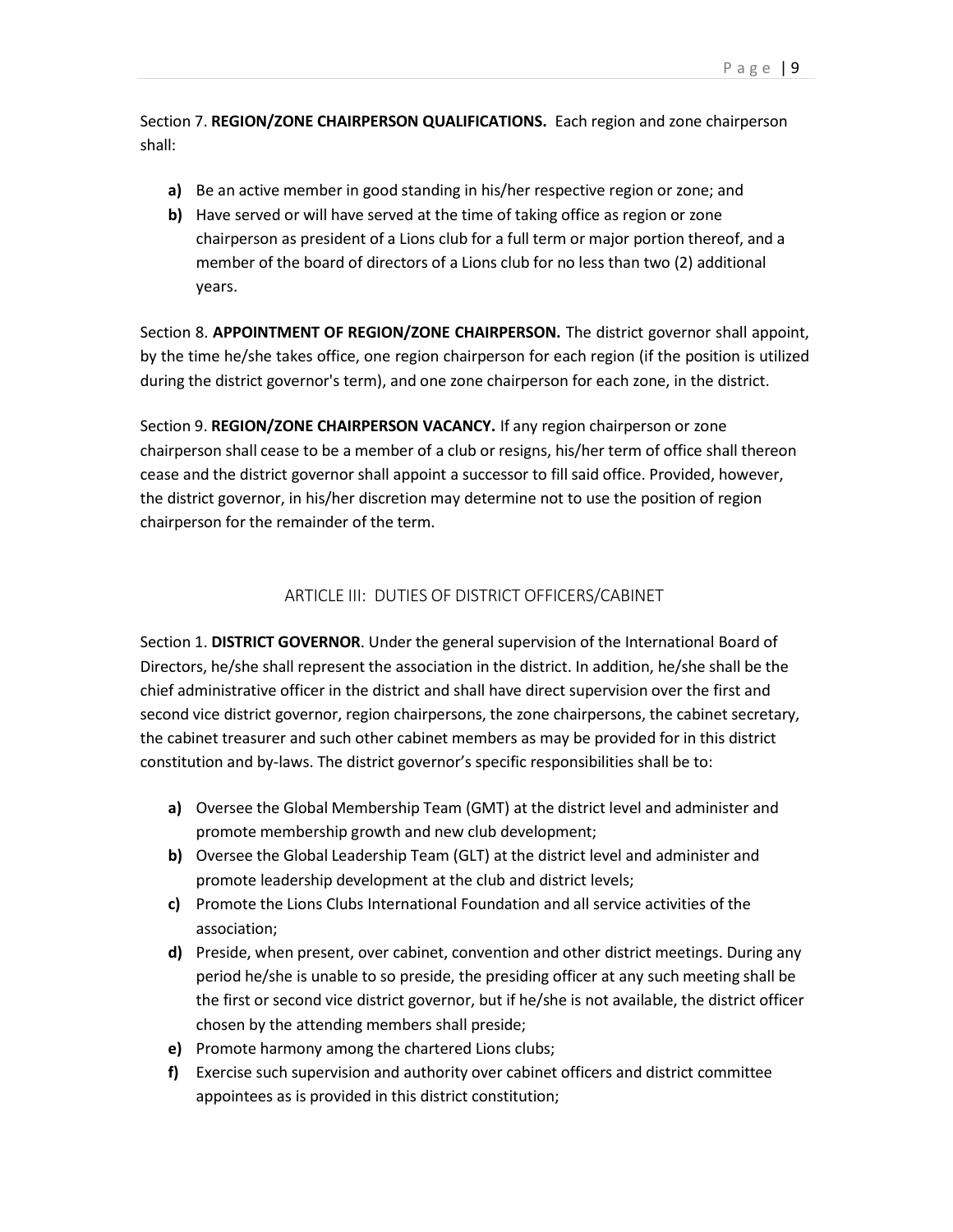Section 7. **REGION/ZONE CHAIRPERSON QUALIFICATIONS.** Each region and zone chairperson shall:

- **a)** Be an active member in good standing in his/her respective region or zone; and
- **b)** Have served or will have served at the time of taking office as region or zone chairperson as president of a Lions club for a full term or major portion thereof, and a member of the board of directors of a Lions club for no less than two (2) additional years.

Section 8. **APPOINTMENT OF REGION/ZONE CHAIRPERSON.** The district governor shall appoint, by the time he/she takes office, one region chairperson for each region (if the position is utilized during the district governor's term), and one zone chairperson for each zone, in the district.

Section 9. **REGION/ZONE CHAIRPERSON VACANCY.** If any region chairperson or zone chairperson shall cease to be a member of a club or resigns, his/her term of office shall thereon cease and the district governor shall appoint a successor to fill said office. Provided, however, the district governor, in his/her discretion may determine not to use the position of region chairperson for the remainder of the term.

## ARTICLE III: DUTIES OF DISTRICT OFFICERS/CABINET

Section 1. **DISTRICT GOVERNOR**. Under the general supervision of the International Board of Directors, he/she shall represent the association in the district. In addition, he/she shall be the chief administrative officer in the district and shall have direct supervision over the first and second vice district governor, region chairpersons, the zone chairpersons, the cabinet secretary, the cabinet treasurer and such other cabinet members as may be provided for in this district constitution and by-laws. The district governor's specific responsibilities shall be to:

- **a)** Oversee the Global Membership Team (GMT) at the district level and administer and promote membership growth and new club development;
- **b)** Oversee the Global Leadership Team (GLT) at the district level and administer and promote leadership development at the club and district levels;
- **c)** Promote the Lions Clubs International Foundation and all service activities of the association;
- **d)** Preside, when present, over cabinet, convention and other district meetings. During any period he/she is unable to so preside, the presiding officer at any such meeting shall be the first or second vice district governor, but if he/she is not available, the district officer chosen by the attending members shall preside;
- **e)** Promote harmony among the chartered Lions clubs;
- **f)** Exercise such supervision and authority over cabinet officers and district committee appointees as is provided in this district constitution;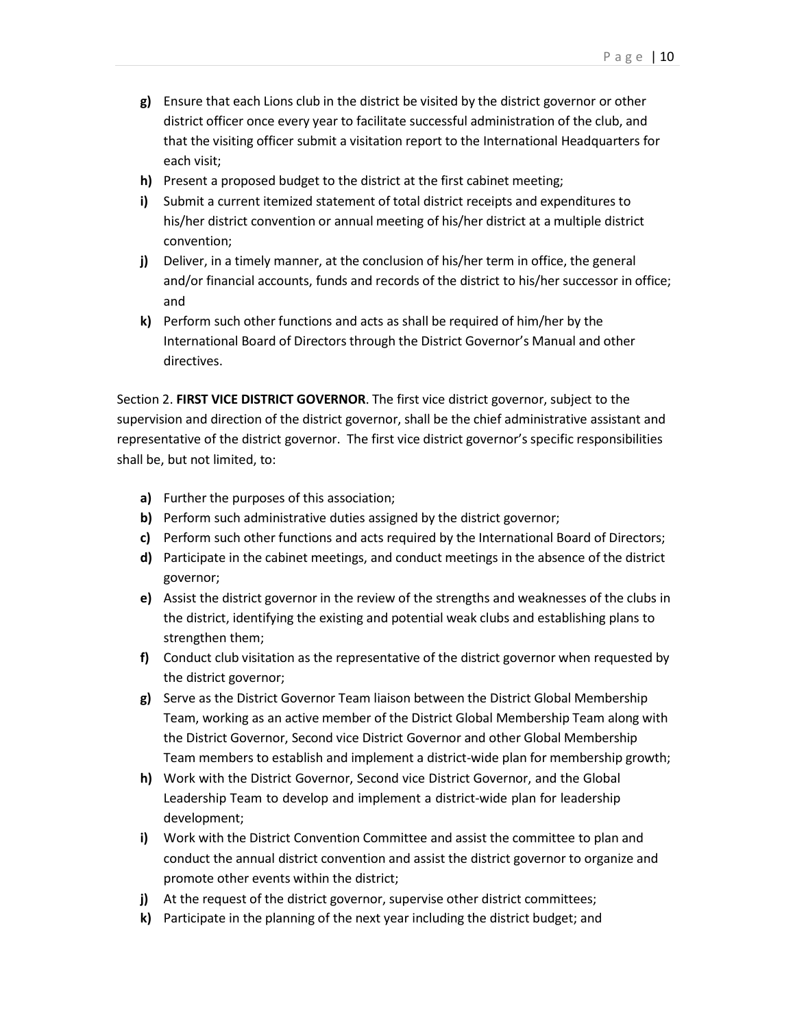- **g)** Ensure that each Lions club in the district be visited by the district governor or other district officer once every year to facilitate successful administration of the club, and that the visiting officer submit a visitation report to the International Headquarters for each visit;
- **h)** Present a proposed budget to the district at the first cabinet meeting;
- **i)** Submit a current itemized statement of total district receipts and expenditures to his/her district convention or annual meeting of his/her district at a multiple district convention;
- **j)** Deliver, in a timely manner, at the conclusion of his/her term in office, the general and/or financial accounts, funds and records of the district to his/her successor in office; and
- **k)** Perform such other functions and acts as shall be required of him/her by the International Board of Directors through the District Governor's Manual and other directives.

Section 2. **FIRST VICE DISTRICT GOVERNOR**. The first vice district governor, subject to the supervision and direction of the district governor, shall be the chief administrative assistant and representative of the district governor. The first vice district governor's specific responsibilities shall be, but not limited, to:

- **a)** Further the purposes of this association;
- **b)** Perform such administrative duties assigned by the district governor;
- **c)** Perform such other functions and acts required by the International Board of Directors;
- **d)** Participate in the cabinet meetings, and conduct meetings in the absence of the district governor;
- **e)** Assist the district governor in the review of the strengths and weaknesses of the clubs in the district, identifying the existing and potential weak clubs and establishing plans to strengthen them;
- **f)** Conduct club visitation as the representative of the district governor when requested by the district governor;
- **g)** Serve as the District Governor Team liaison between the District Global Membership Team, working as an active member of the District Global Membership Team along with the District Governor, Second vice District Governor and other Global Membership Team members to establish and implement a district-wide plan for membership growth;
- **h)** Work with the District Governor, Second vice District Governor, and the Global Leadership Team to develop and implement a district-wide plan for leadership development;
- **i)** Work with the District Convention Committee and assist the committee to plan and conduct the annual district convention and assist the district governor to organize and promote other events within the district;
- **j)** At the request of the district governor, supervise other district committees;
- **k)** Participate in the planning of the next year including the district budget; and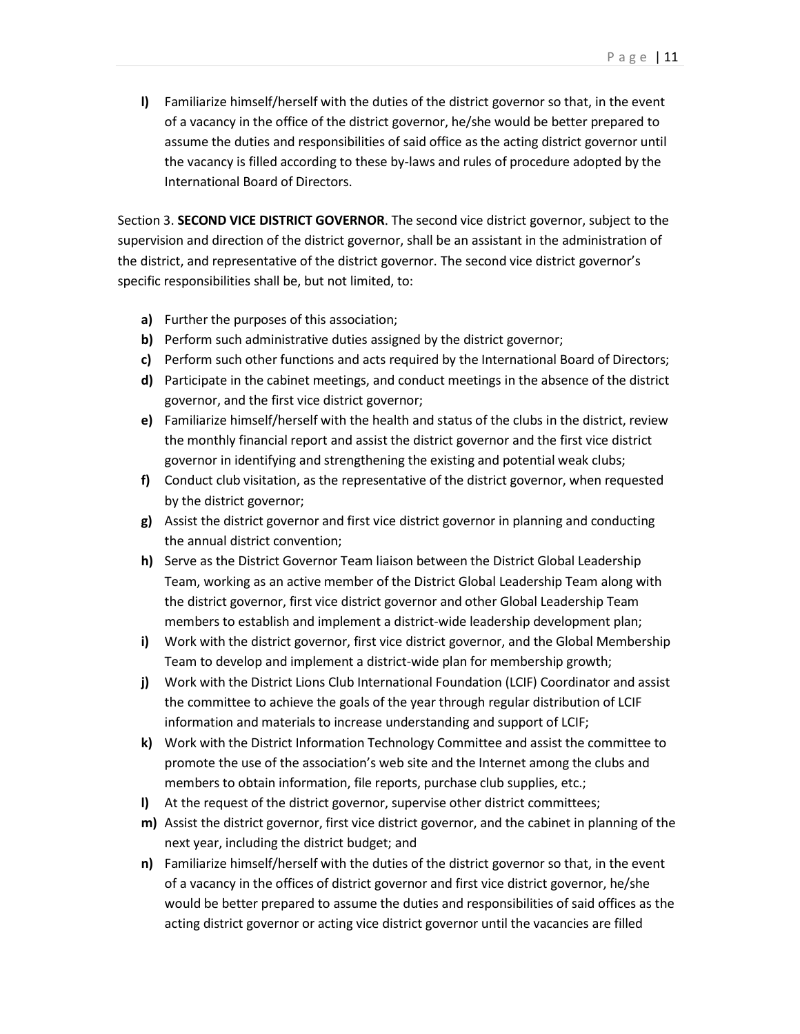**l)** Familiarize himself/herself with the duties of the district governor so that, in the event of a vacancy in the office of the district governor, he/she would be better prepared to assume the duties and responsibilities of said office as the acting district governor until the vacancy is filled according to these by-laws and rules of procedure adopted by the International Board of Directors.

Section 3. **SECOND VICE DISTRICT GOVERNOR**. The second vice district governor, subject to the supervision and direction of the district governor, shall be an assistant in the administration of the district, and representative of the district governor. The second vice district governor's specific responsibilities shall be, but not limited, to:

**a)** Further the purposes of this association;

**b)** Perform such administrative duties assigned by the district governor;

**c)** Perform such other functions and acts required by the International Board of Directors;

**d)** Participate in the cabinet meetings, and conduct meetings in the absence of the district governor, and the first vice district governor;

**e)** Familiarize himself/herself with the health and status of the clubs in the district, review the monthly financial report and assist the district governor and the first vice district governor in identifying and strengthening the existing and potential weak clubs;

**f)** Conduct club visitation, as the representative of the district governor, when requested by the district governor;

**g)** Assist the district governor and first vice district governor in planning and conducting the annual district convention;

**h)** Serve as the District Governor Team liaison between the District Global Leadership Team, working as an active member of the District Global Leadership Team along with the district governor, first vice district governor and other Global Leadership Team members to establish and implement a district-wide leadership development plan;

**i)** Work with the district governor, first vice district governor, and the Global Membership Team to develop and implement a district-wide plan for membership growth;

**j)** Work with the District Lions Club International Foundation (LCIF) Coordinator and assist the committee to achieve the goals of the year through regular distribution of LCIF information and materials to increase understanding and support of LCIF;

**k)** Work with the District Information Technology Committee and assist the committee to promote the use of the association's web site and the Internet among the clubs and members to obtain information, file reports, purchase club supplies, etc.;

**l)** At the request of the district governor, supervise other district committees;

**m)** Assist the district governor, first vice district governor, and the cabinet in planning of the next year, including the district budget; and

**n)** Familiarize himself/herself with the duties of the district governor so that, in the event of a vacancy in the offices of district governor and first vice district governor, he/she would be better prepared to assume the duties and responsibilities of said offices as the acting district governor or acting vice district governor until the vacancies are filled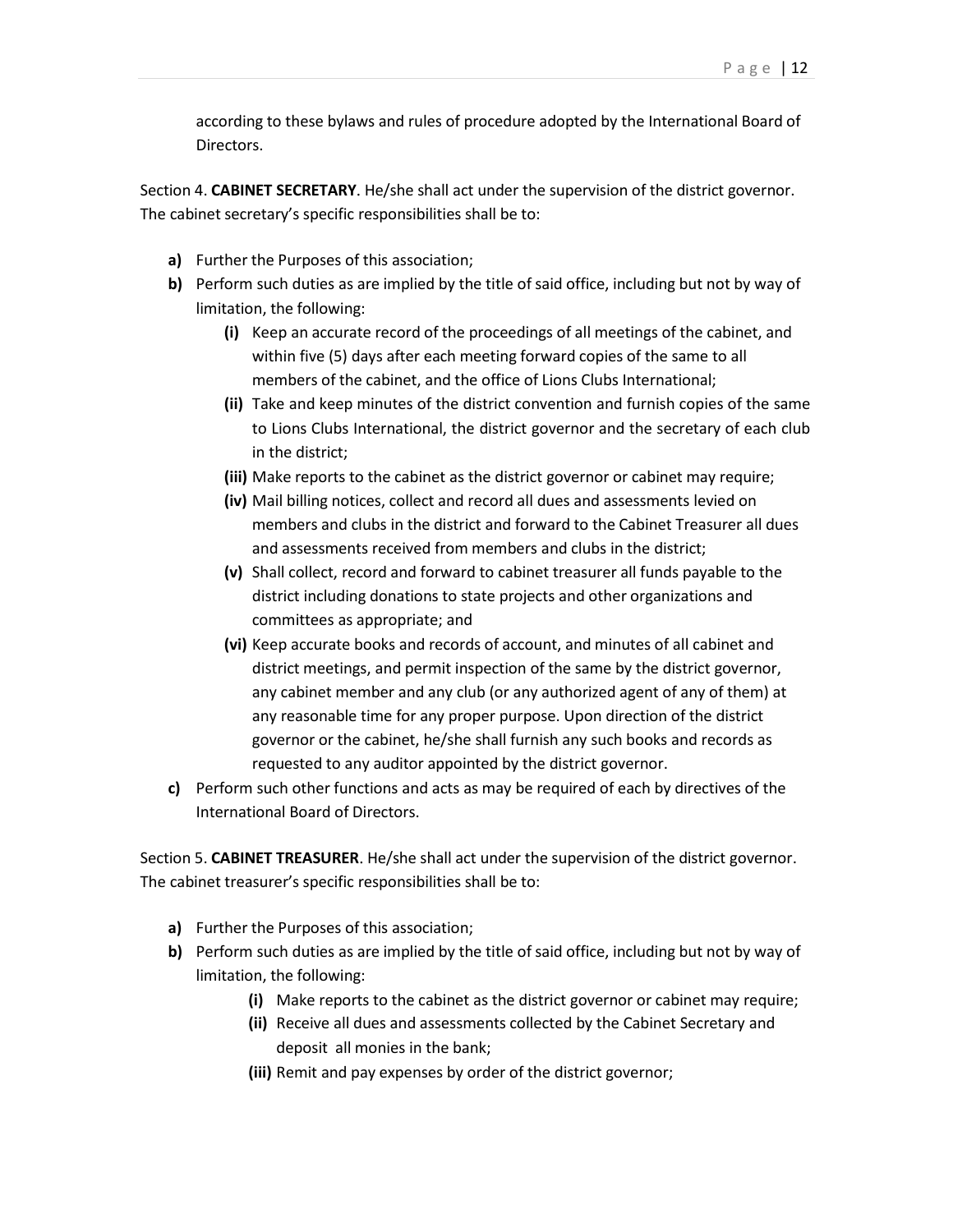according to these bylaws and rules of procedure adopted by the International Board of Directors.

Section 4. **CABINET SECRETARY**. He/she shall act under the supervision of the district governor. The cabinet secretary's specific responsibilities shall be to:

- **a)** Further the Purposes of this association;
- **b)** Perform such duties as are implied by the title of said office, including but not by way of limitation, the following:
  - **(i)** Keep an accurate record of the proceedings of all meetings of the cabinet, and within five (5) days after each meeting forward copies of the same to all members of the cabinet, and the office of Lions Clubs International;
  - **(ii)** Take and keep minutes of the district convention and furnish copies of the same to Lions Clubs International, the district governor and the secretary of each club in the district;
  - **(iii)** Make reports to the cabinet as the district governor or cabinet may require;
  - **(iv)** Mail billing notices, collect and record all dues and assessments levied on members and clubs in the district and forward to the Cabinet Treasurer all dues and assessments received from members and clubs in the district;
  - **(v)** Shall collect, record and forward to cabinet treasurer all funds payable to the district including donations to state projects and other organizations and committees as appropriate; and
  - **(vi)** Keep accurate books and records of account, and minutes of all cabinet and district meetings, and permit inspection of the same by the district governor, any cabinet member and any club (or any authorized agent of any of them) at any reasonable time for any proper purpose. Upon direction of the district governor or the cabinet, he/she shall furnish any such books and records as requested to any auditor appointed by the district governor.
- **c)** Perform such other functions and acts as may be required of each by directives of the International Board of Directors.

Section 5. **CABINET TREASURER**. He/she shall act under the supervision of the district governor. The cabinet treasurer's specific responsibilities shall be to:

- **a)** Further the Purposes of this association;
- **b)** Perform such duties as are implied by the title of said office, including but not by way of limitation, the following:
  - **(i)** Make reports to the cabinet as the district governor or cabinet may require;
  - **(ii)** Receive all dues and assessments collected by the Cabinet Secretary and deposit all monies in the bank;
  - **(iii)** Remit and pay expenses by order of the district governor;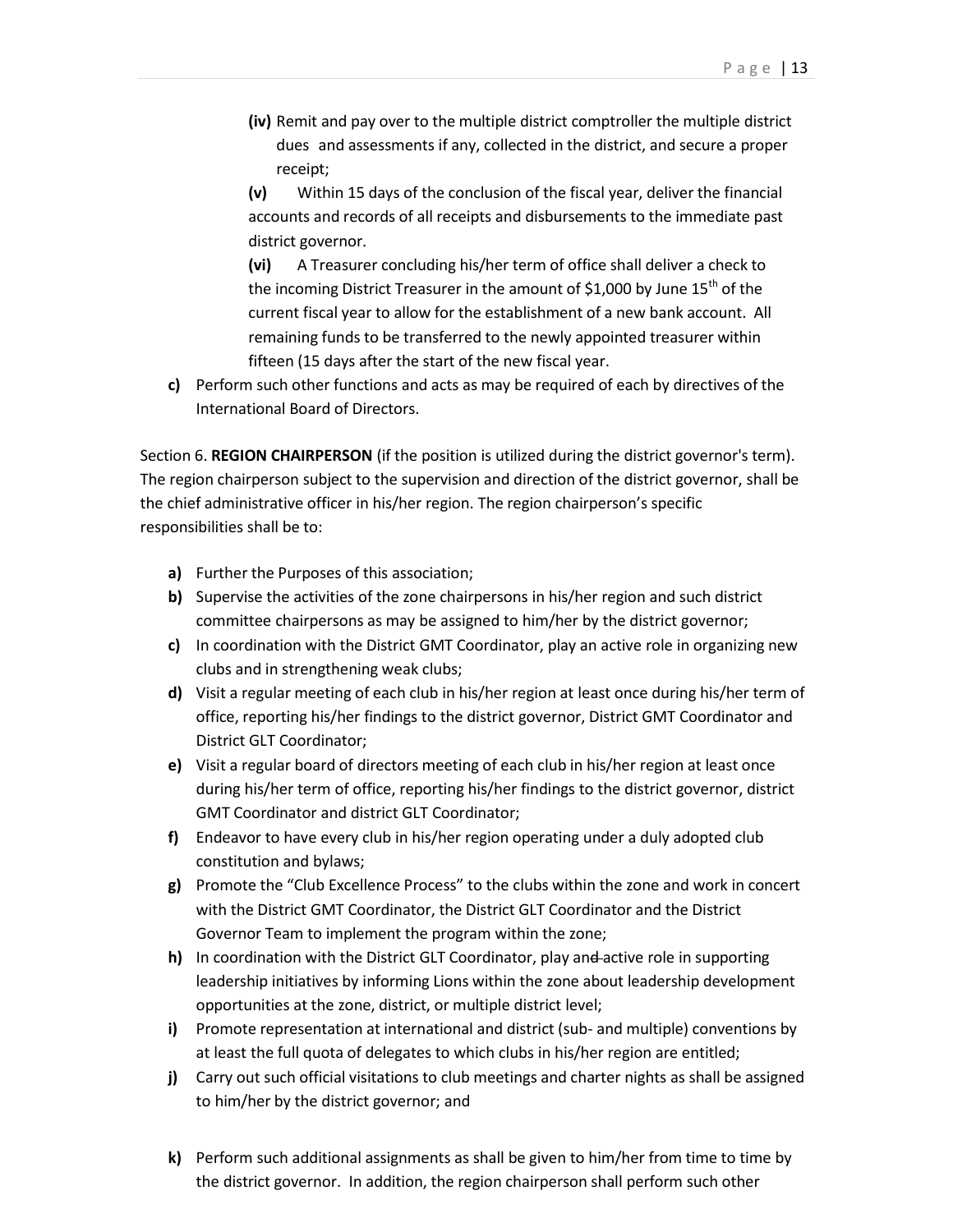**(iv)** Remit and pay over to the multiple district comptroller the multiple district dues and assessments if any, collected in the district, and secure a proper receipt;

**(v)** Within 15 days of the conclusion of the fiscal year, deliver the financial accounts and records of all receipts and disbursements to the immediate past district governor.

**(vi)** A Treasurer concluding his/her term of office shall deliver a check to the incoming District Treasurer in the amount of $1,000 by June 15th of the current fiscal year to allow for the establishment of a new bank account. All remaining funds to be transferred to the newly appointed treasurer within fifteen (15 days after the start of the new fiscal year.

**c)** Perform such other functions and acts as may be required of each by directives of the International Board of Directors.

Section 6. **REGION CHAIRPERSON** (if the position is utilized during the district governor's term). The region chairperson subject to the supervision and direction of the district governor, shall be the chief administrative officer in his/her region. The region chairperson's specific responsibilities shall be to:

**a)** Further the Purposes of this association;

**b)** Supervise the activities of the zone chairpersons in his/her region and such district committee chairpersons as may be assigned to him/her by the district governor;

**c)** In coordination with the District GMT Coordinator, play an active role in organizing new clubs and in strengthening weak clubs;

**d)** Visit a regular meeting of each club in his/her region at least once during his/her term of office, reporting his/her findings to the district governor, District GMT Coordinator and District GLT Coordinator;

**e)** Visit a regular board of directors meeting of each club in his/her region at least once during his/her term of office, reporting his/her findings to the district governor, district GMT Coordinator and district GLT Coordinator;

**f)** Endeavor to have every club in his/her region operating under a duly adopted club constitution and bylaws;

**g)** Promote the "Club Excellence Process" to the clubs within the zone and work in concert with the District GMT Coordinator, the District GLT Coordinator and the District Governor Team to implement the program within the zone;

**h)** In coordination with the District GLT Coordinator, play and active role in supporting leadership initiatives by informing Lions within the zone about leadership development opportunities at the zone, district, or multiple district level;

**i)** Promote representation at international and district (sub- and multiple) conventions by at least the full quota of delegates to which clubs in his/her region are entitled;

**j)** Carry out such official visitations to club meetings and charter nights as shall be assigned to him/her by the district governor; and

**k)** Perform such additional assignments as shall be given to him/her from time to time by the district governor. In addition, the region chairperson shall perform such other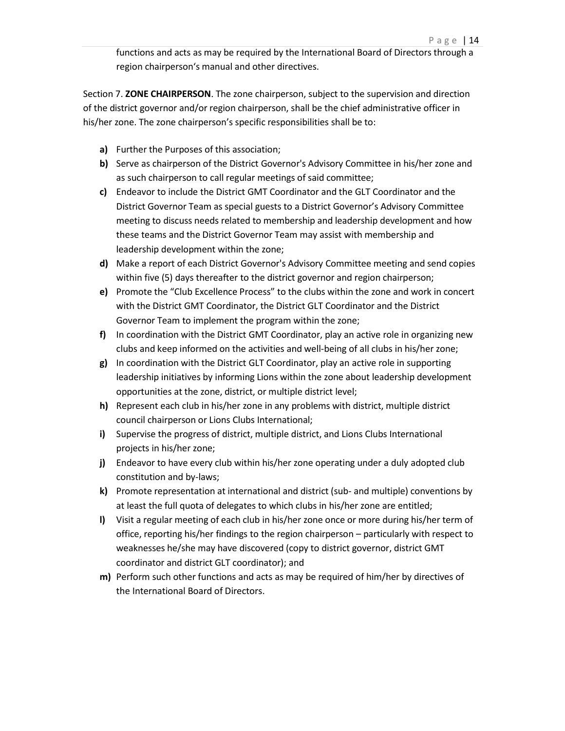functions and acts as may be required by the International Board of Directors through a region chairperson's manual and other directives.

Section 7. **ZONE CHAIRPERSON**. The zone chairperson, subject to the supervision and direction of the district governor and/or region chairperson, shall be the chief administrative officer in his/her zone. The zone chairperson's specific responsibilities shall be to:

**a)** Further the Purposes of this association;

**b)** Serve as chairperson of the District Governor's Advisory Committee in his/her zone and as such chairperson to call regular meetings of said committee;

**c)** Endeavor to include the District GMT Coordinator and the GLT Coordinator and the District Governor Team as special guests to a District Governor's Advisory Committee meeting to discuss needs related to membership and leadership development and how these teams and the District Governor Team may assist with membership and leadership development within the zone;

**d)** Make a report of each District Governor's Advisory Committee meeting and send copies within five (5) days thereafter to the district governor and region chairperson;

**e)** Promote the "Club Excellence Process" to the clubs within the zone and work in concert with the District GMT Coordinator, the District GLT Coordinator and the District Governor Team to implement the program within the zone;

**f)** In coordination with the District GMT Coordinator, play an active role in organizing new clubs and keep informed on the activities and well-being of all clubs in his/her zone;

**g)** In coordination with the District GLT Coordinator, play an active role in supporting leadership initiatives by informing Lions within the zone about leadership development opportunities at the zone, district, or multiple district level;

**h)** Represent each club in his/her zone in any problems with district, multiple district council chairperson or Lions Clubs International;

**i)** Supervise the progress of district, multiple district, and Lions Clubs International projects in his/her zone;

**j)** Endeavor to have every club within his/her zone operating under a duly adopted club constitution and by-laws;

**k)** Promote representation at international and district (sub- and multiple) conventions by at least the full quota of delegates to which clubs in his/her zone are entitled;

**l)** Visit a regular meeting of each club in his/her zone once or more during his/her term of office, reporting his/her findings to the region chairperson – particularly with respect to weaknesses he/she may have discovered (copy to district governor, district GMT coordinator and district GLT coordinator); and

**m)** Perform such other functions and acts as may be required of him/her by directives of the International Board of Directors.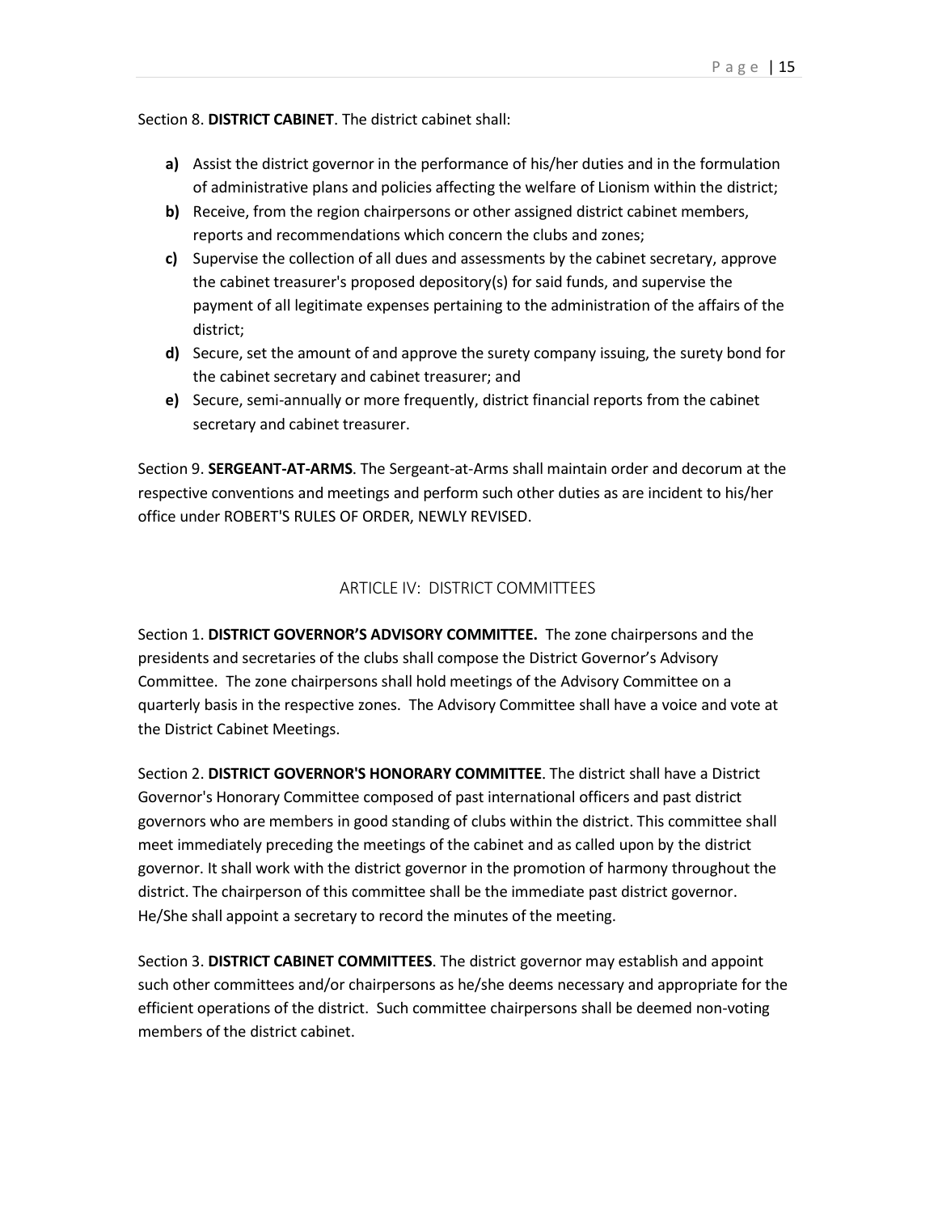Section 8. **DISTRICT CABINET**. The district cabinet shall:

- **a)** Assist the district governor in the performance of his/her duties and in the formulation of administrative plans and policies affecting the welfare of Lionism within the district;
- **b)** Receive, from the region chairpersons or other assigned district cabinet members, reports and recommendations which concern the clubs and zones;
- **c)** Supervise the collection of all dues and assessments by the cabinet secretary, approve the cabinet treasurer's proposed depository(s) for said funds, and supervise the payment of all legitimate expenses pertaining to the administration of the affairs of the district;
- **d)** Secure, set the amount of and approve the surety company issuing, the surety bond for the cabinet secretary and cabinet treasurer; and
- **e)** Secure, semi-annually or more frequently, district financial reports from the cabinet secretary and cabinet treasurer.

Section 9. **SERGEANT-AT-ARMS**. The Sergeant-at-Arms shall maintain order and decorum at the respective conventions and meetings and perform such other duties as are incident to his/her office under ROBERT'S RULES OF ORDER, NEWLY REVISED.

## ARTICLE IV: DISTRICT COMMITTEES

Section 1. **DISTRICT GOVERNOR'S ADVISORY COMMITTEE.** The zone chairpersons and the presidents and secretaries of the clubs shall compose the District Governor's Advisory Committee. The zone chairpersons shall hold meetings of the Advisory Committee on a quarterly basis in the respective zones. The Advisory Committee shall have a voice and vote at the District Cabinet Meetings.

Section 2. **DISTRICT GOVERNOR'S HONORARY COMMITTEE**. The district shall have a District Governor's Honorary Committee composed of past international officers and past district governors who are members in good standing of clubs within the district. This committee shall meet immediately preceding the meetings of the cabinet and as called upon by the district governor. It shall work with the district governor in the promotion of harmony throughout the district. The chairperson of this committee shall be the immediate past district governor. He/She shall appoint a secretary to record the minutes of the meeting.

Section 3. **DISTRICT CABINET COMMITTEES**. The district governor may establish and appoint such other committees and/or chairpersons as he/she deems necessary and appropriate for the efficient operations of the district. Such committee chairpersons shall be deemed non-voting members of the district cabinet.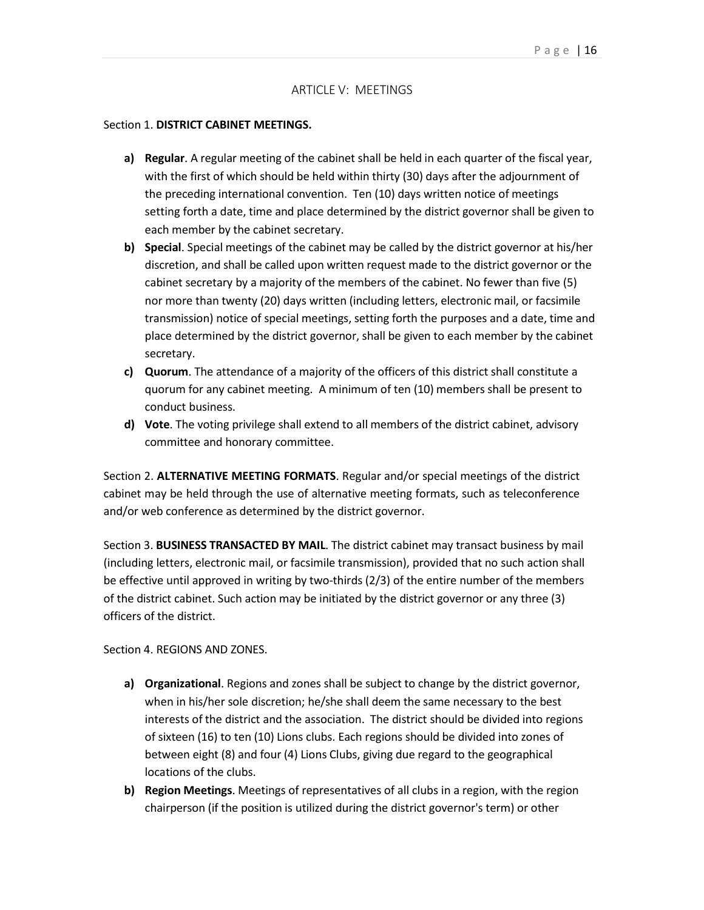## ARTICLE V: MEETINGS

Section 1. **DISTRICT CABINET MEETINGS.**

- **a) Regular**. A regular meeting of the cabinet shall be held in each quarter of the fiscal year, with the first of which should be held within thirty (30) days after the adjournment of the preceding international convention. Ten (10) days written notice of meetings setting forth a date, time and place determined by the district governor shall be given to each member by the cabinet secretary.
- **b) Special**. Special meetings of the cabinet may be called by the district governor at his/her discretion, and shall be called upon written request made to the district governor or the cabinet secretary by a majority of the members of the cabinet. No fewer than five (5) nor more than twenty (20) days written (including letters, electronic mail, or facsimile transmission) notice of special meetings, setting forth the purposes and a date, time and place determined by the district governor, shall be given to each member by the cabinet secretary.
- **c) Quorum**. The attendance of a majority of the officers of this district shall constitute a quorum for any cabinet meeting. A minimum of ten (10) members shall be present to conduct business.
- **d) Vote**. The voting privilege shall extend to all members of the district cabinet, advisory committee and honorary committee.

Section 2. **ALTERNATIVE MEETING FORMATS**. Regular and/or special meetings of the district cabinet may be held through the use of alternative meeting formats, such as teleconference and/or web conference as determined by the district governor.

Section 3. **BUSINESS TRANSACTED BY MAIL**. The district cabinet may transact business by mail (including letters, electronic mail, or facsimile transmission), provided that no such action shall be effective until approved in writing by two-thirds (2/3) of the entire number of the members of the district cabinet. Such action may be initiated by the district governor or any three (3) officers of the district.

Section 4. REGIONS AND ZONES.

- **a) Organizational**. Regions and zones shall be subject to change by the district governor, when in his/her sole discretion; he/she shall deem the same necessary to the best interests of the district and the association. The district should be divided into regions of sixteen (16) to ten (10) Lions clubs. Each regions should be divided into zones of between eight (8) and four (4) Lions Clubs, giving due regard to the geographical locations of the clubs.
- **b) Region Meetings**. Meetings of representatives of all clubs in a region, with the region chairperson (if the position is utilized during the district governor's term) or other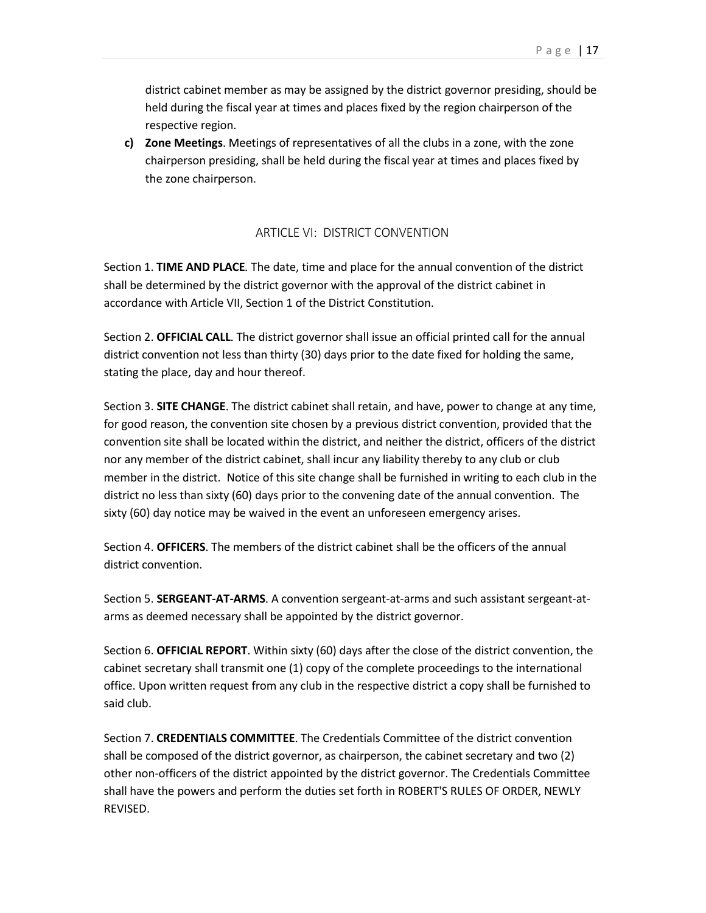district cabinet member as may be assigned by the district governor presiding, should be held during the fiscal year at times and places fixed by the region chairperson of the respective region.

**c) Zone Meetings**. Meetings of representatives of all the clubs in a zone, with the zone chairperson presiding, shall be held during the fiscal year at times and places fixed by the zone chairperson.

## ARTICLE VI: DISTRICT CONVENTION

Section 1. **TIME AND PLACE**. The date, time and place for the annual convention of the district shall be determined by the district governor with the approval of the district cabinet in accordance with Article VII, Section 1 of the District Constitution.

Section 2. **OFFICIAL CALL**. The district governor shall issue an official printed call for the annual district convention not less than thirty (30) days prior to the date fixed for holding the same, stating the place, day and hour thereof.

Section 3. **SITE CHANGE**. The district cabinet shall retain, and have, power to change at any time, for good reason, the convention site chosen by a previous district convention, provided that the convention site shall be located within the district, and neither the district, officers of the district nor any member of the district cabinet, shall incur any liability thereby to any club or club member in the district. Notice of this site change shall be furnished in writing to each club in the district no less than sixty (60) days prior to the convening date of the annual convention. The sixty (60) day notice may be waived in the event an unforeseen emergency arises.

Section 4. **OFFICERS**. The members of the district cabinet shall be the officers of the annual district convention.

Section 5. **SERGEANT-AT-ARMS**. A convention sergeant-at-arms and such assistant sergeant-at-arms as deemed necessary shall be appointed by the district governor.

Section 6. **OFFICIAL REPORT**. Within sixty (60) days after the close of the district convention, the cabinet secretary shall transmit one (1) copy of the complete proceedings to the international office. Upon written request from any club in the respective district a copy shall be furnished to said club.

Section 7. **CREDENTIALS COMMITTEE**. The Credentials Committee of the district convention shall be composed of the district governor, as chairperson, the cabinet secretary and two (2) other non-officers of the district appointed by the district governor. The Credentials Committee shall have the powers and perform the duties set forth in ROBERT'S RULES OF ORDER, NEWLY REVISED.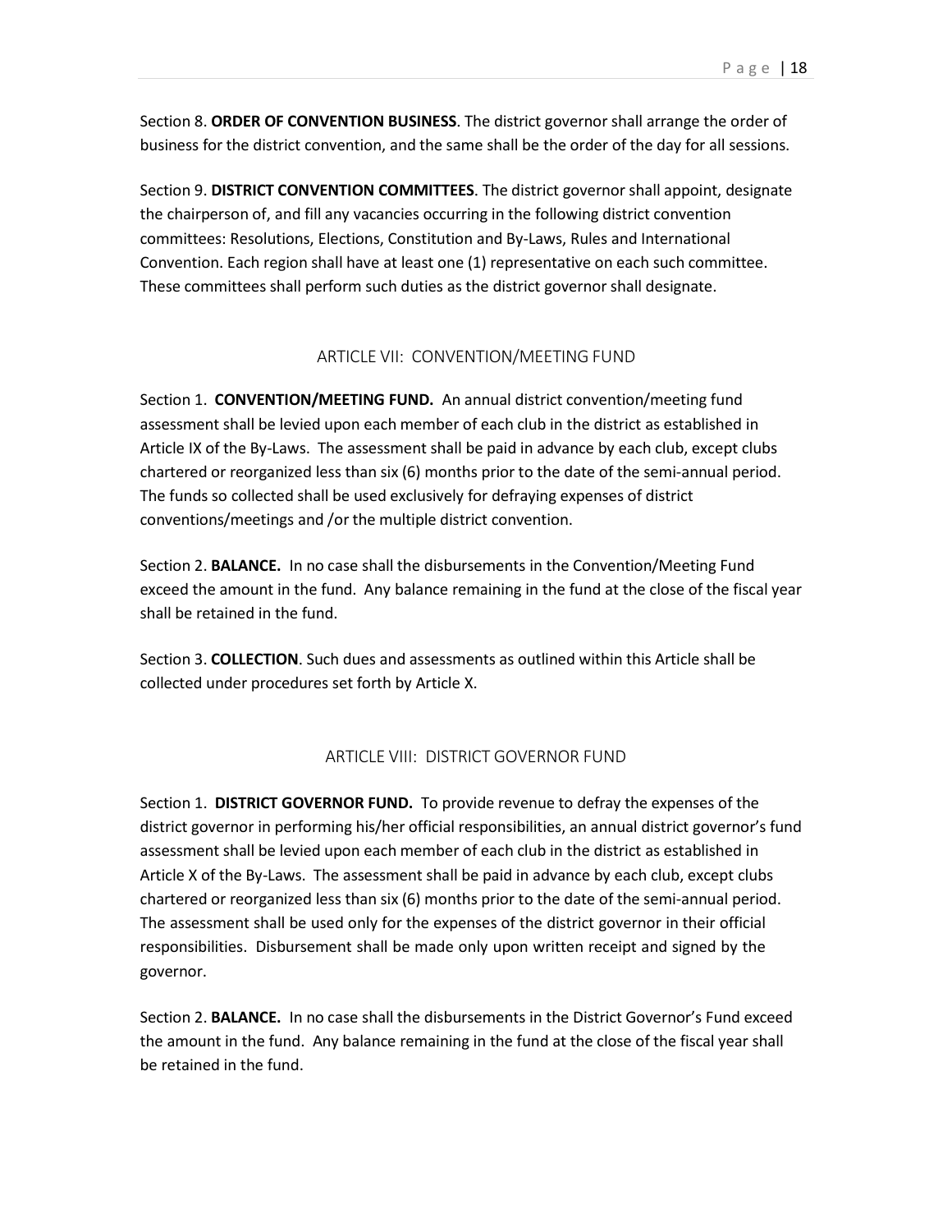Section 8. **ORDER OF CONVENTION BUSINESS**. The district governor shall arrange the order of business for the district convention, and the same shall be the order of the day for all sessions.

Section 9. **DISTRICT CONVENTION COMMITTEES**. The district governor shall appoint, designate the chairperson of, and fill any vacancies occurring in the following district convention committees: Resolutions, Elections, Constitution and By-Laws, Rules and International Convention. Each region shall have at least one (1) representative on each such committee. These committees shall perform such duties as the district governor shall designate.

## ARTICLE VII: CONVENTION/MEETING FUND

Section 1. **CONVENTION/MEETING FUND.** An annual district convention/meeting fund assessment shall be levied upon each member of each club in the district as established in Article IX of the By-Laws. The assessment shall be paid in advance by each club, except clubs chartered or reorganized less than six (6) months prior to the date of the semi-annual period. The funds so collected shall be used exclusively for defraying expenses of district conventions/meetings and /or the multiple district convention.

Section 2. **BALANCE.** In no case shall the disbursements in the Convention/Meeting Fund exceed the amount in the fund. Any balance remaining in the fund at the close of the fiscal year shall be retained in the fund.

Section 3. **COLLECTION**. Such dues and assessments as outlined within this Article shall be collected under procedures set forth by Article X.

## ARTICLE VIII: DISTRICT GOVERNOR FUND

Section 1. **DISTRICT GOVERNOR FUND.** To provide revenue to defray the expenses of the district governor in performing his/her official responsibilities, an annual district governor's fund assessment shall be levied upon each member of each club in the district as established in Article X of the By-Laws. The assessment shall be paid in advance by each club, except clubs chartered or reorganized less than six (6) months prior to the date of the semi-annual period. The assessment shall be used only for the expenses of the district governor in their official responsibilities. Disbursement shall be made only upon written receipt and signed by the governor.

Section 2. **BALANCE.** In no case shall the disbursements in the District Governor's Fund exceed the amount in the fund. Any balance remaining in the fund at the close of the fiscal year shall be retained in the fund.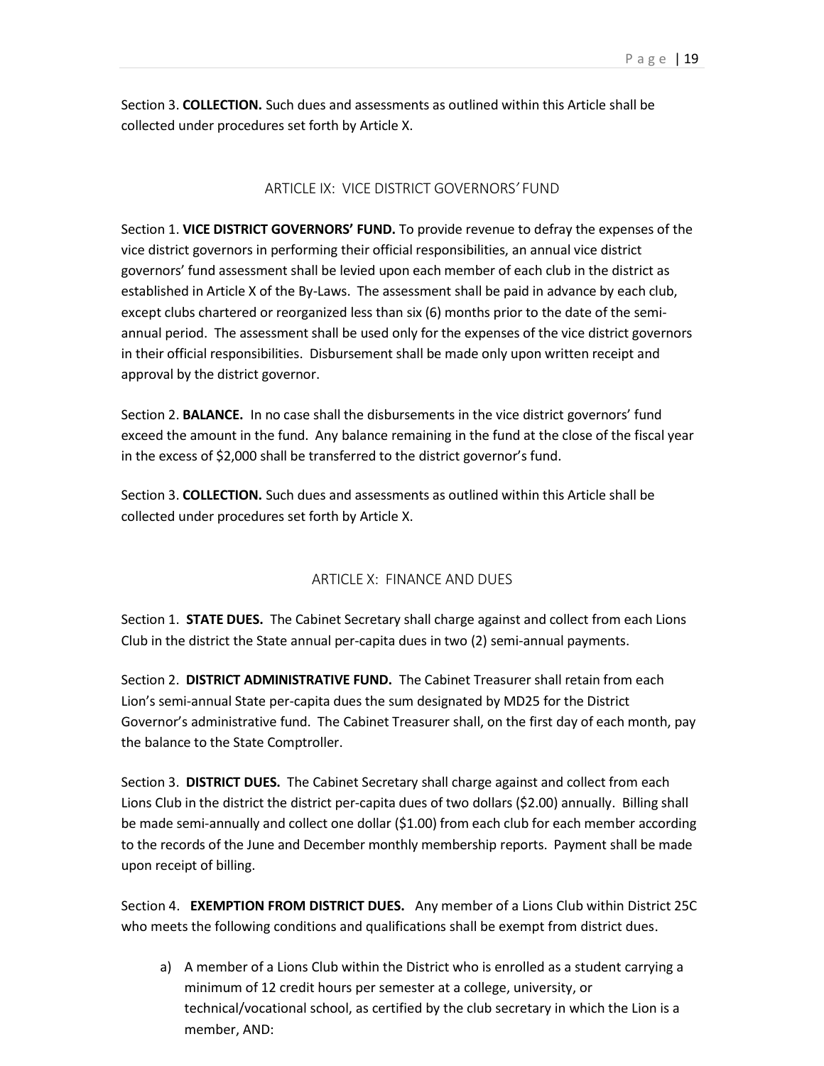Section 3. **COLLECTION.** Such dues and assessments as outlined within this Article shall be collected under procedures set forth by Article X.

## ARTICLE IX: VICE DISTRICT GOVERNORS' FUND

Section 1. **VICE DISTRICT GOVERNORS' FUND.** To provide revenue to defray the expenses of the vice district governors in performing their official responsibilities, an annual vice district governors' fund assessment shall be levied upon each member of each club in the district as established in Article X of the By-Laws. The assessment shall be paid in advance by each club, except clubs chartered or reorganized less than six (6) months prior to the date of the semi-annual period. The assessment shall be used only for the expenses of the vice district governors in their official responsibilities. Disbursement shall be made only upon written receipt and approval by the district governor.

Section 2. **BALANCE.** In no case shall the disbursements in the vice district governors' fund exceed the amount in the fund. Any balance remaining in the fund at the close of the fiscal year in the excess of $2,000 shall be transferred to the district governor's fund.

Section 3. **COLLECTION.** Such dues and assessments as outlined within this Article shall be collected under procedures set forth by Article X.

## ARTICLE X: FINANCE AND DUES

Section 1. **STATE DUES.** The Cabinet Secretary shall charge against and collect from each Lions Club in the district the State annual per-capita dues in two (2) semi-annual payments.

Section 2. **DISTRICT ADMINISTRATIVE FUND.** The Cabinet Treasurer shall retain from each Lion's semi-annual State per-capita dues the sum designated by MD25 for the District Governor's administrative fund. The Cabinet Treasurer shall, on the first day of each month, pay the balance to the State Comptroller.

Section 3. **DISTRICT DUES.** The Cabinet Secretary shall charge against and collect from each Lions Club in the district the district per-capita dues of two dollars ($2.00) annually. Billing shall be made semi-annually and collect one dollar ($1.00) from each club for each member according to the records of the June and December monthly membership reports. Payment shall be made upon receipt of billing.

Section 4. **EXEMPTION FROM DISTRICT DUES.** Any member of a Lions Club within District 25C who meets the following conditions and qualifications shall be exempt from district dues.

a) A member of a Lions Club within the District who is enrolled as a student carrying a minimum of 12 credit hours per semester at a college, university, or technical/vocational school, as certified by the club secretary in which the Lion is a member, AND: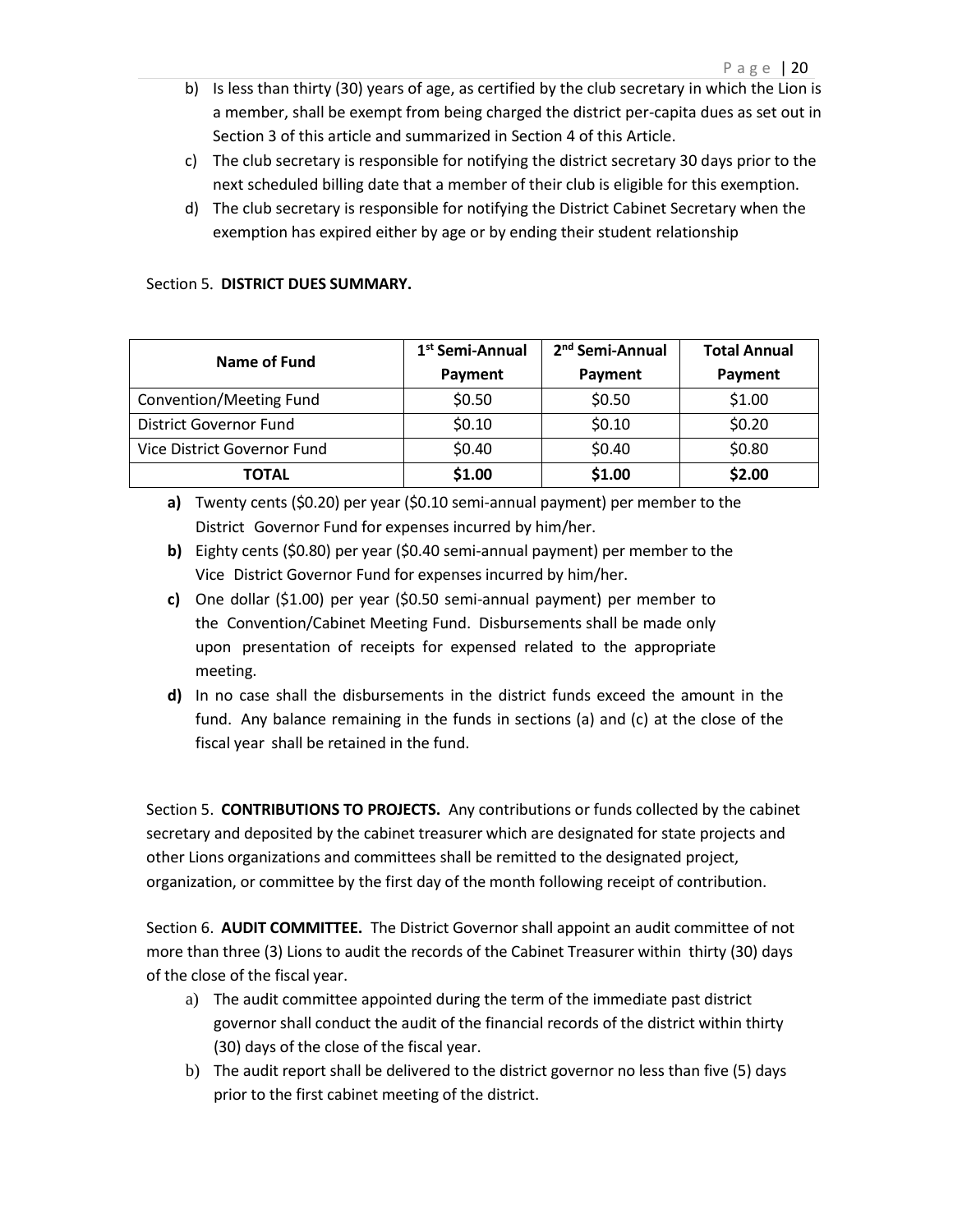b) Is less than thirty (30) years of age, as certified by the club secretary in which the Lion is a member, shall be exempt from being charged the district per-capita dues as set out in Section 3 of this article and summarized in Section 4 of this Article.

c) The club secretary is responsible for notifying the district secretary 30 days prior to the next scheduled billing date that a member of their club is eligible for this exemption.

d) The club secretary is responsible for notifying the District Cabinet Secretary when the exemption has expired either by age or by ending their student relationship

Section 5. **DISTRICT DUES SUMMARY.**

| Name of Fund | 1st Semi-Annual Payment | 2nd Semi-Annual Payment | Total Annual Payment |
|---|---|---|---|
| Convention/Meeting Fund | $0.50 | $0.50 | $1.00 |
| District Governor Fund | $0.10 | $0.10 | $0.20 |
| Vice District Governor Fund | $0.40 | $0.40 | $0.80 |
| **TOTAL** | **$1.00** | **$1.00** | **$2.00** |

**a)** Twenty cents ($0.20) per year ($0.10 semi-annual payment) per member to the District Governor Fund for expenses incurred by him/her.

**b)** Eighty cents ($0.80) per year ($0.40 semi-annual payment) per member to the Vice District Governor Fund for expenses incurred by him/her.

**c)** One dollar ($1.00) per year ($0.50 semi-annual payment) per member to the Convention/Cabinet Meeting Fund. Disbursements shall be made only upon presentation of receipts for expensed related to the appropriate meeting.

**d)** In no case shall the disbursements in the district funds exceed the amount in the fund. Any balance remaining in the funds in sections (a) and (c) at the close of the fiscal year shall be retained in the fund.

Section 5. **CONTRIBUTIONS TO PROJECTS.** Any contributions or funds collected by the cabinet secretary and deposited by the cabinet treasurer which are designated for state projects and other Lions organizations and committees shall be remitted to the designated project, organization, or committee by the first day of the month following receipt of contribution.

Section 6. **AUDIT COMMITTEE.** The District Governor shall appoint an audit committee of not more than three (3) Lions to audit the records of the Cabinet Treasurer within thirty (30) days of the close of the fiscal year.

a) The audit committee appointed during the term of the immediate past district governor shall conduct the audit of the financial records of the district within thirty (30) days of the close of the fiscal year.

b) The audit report shall be delivered to the district governor no less than five (5) days prior to the first cabinet meeting of the district.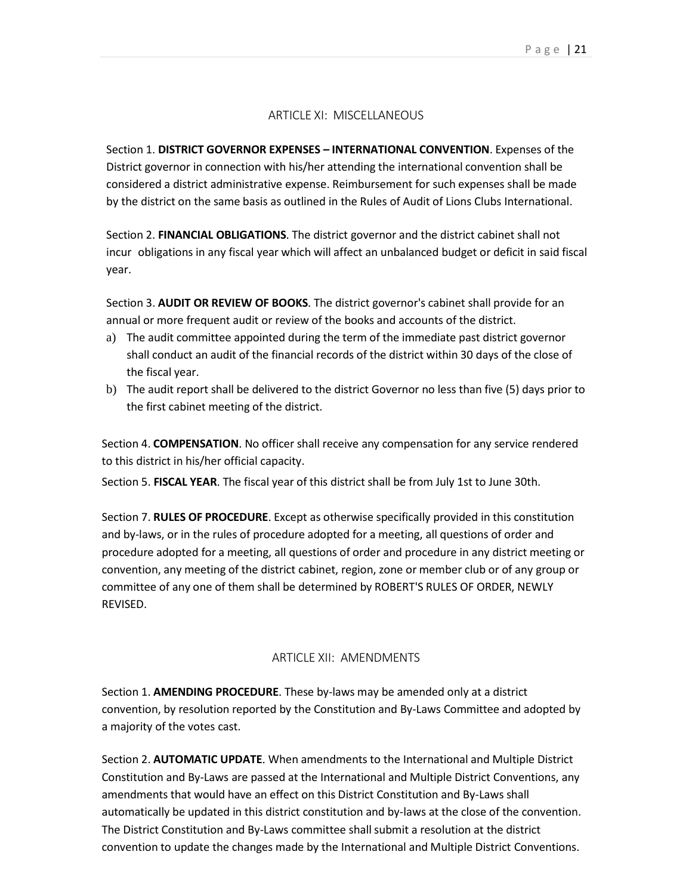## ARTICLE XI: MISCELLANEOUS

Section 1. **DISTRICT GOVERNOR EXPENSES – INTERNATIONAL CONVENTION**. Expenses of the District governor in connection with his/her attending the international convention shall be considered a district administrative expense. Reimbursement for such expenses shall be made by the district on the same basis as outlined in the Rules of Audit of Lions Clubs International.

Section 2. **FINANCIAL OBLIGATIONS**. The district governor and the district cabinet shall not incur obligations in any fiscal year which will affect an unbalanced budget or deficit in said fiscal year.

Section 3. **AUDIT OR REVIEW OF BOOKS**. The district governor's cabinet shall provide for an annual or more frequent audit or review of the books and accounts of the district.

a) The audit committee appointed during the term of the immediate past district governor shall conduct an audit of the financial records of the district within 30 days of the close of the fiscal year.
b) The audit report shall be delivered to the district Governor no less than five (5) days prior to the first cabinet meeting of the district.

Section 4. **COMPENSATION**. No officer shall receive any compensation for any service rendered to this district in his/her official capacity.

Section 5. **FISCAL YEAR**. The fiscal year of this district shall be from July 1st to June 30th.

Section 7. **RULES OF PROCEDURE**. Except as otherwise specifically provided in this constitution and by-laws, or in the rules of procedure adopted for a meeting, all questions of order and procedure adopted for a meeting, all questions of order and procedure in any district meeting or convention, any meeting of the district cabinet, region, zone or member club or of any group or committee of any one of them shall be determined by ROBERT'S RULES OF ORDER, NEWLY REVISED.

## ARTICLE XII: AMENDMENTS

Section 1. **AMENDING PROCEDURE**. These by-laws may be amended only at a district convention, by resolution reported by the Constitution and By-Laws Committee and adopted by a majority of the votes cast.

Section 2. **AUTOMATIC UPDATE**. When amendments to the International and Multiple District Constitution and By-Laws are passed at the International and Multiple District Conventions, any amendments that would have an effect on this District Constitution and By-Laws shall automatically be updated in this district constitution and by-laws at the close of the convention. The District Constitution and By-Laws committee shall submit a resolution at the district convention to update the changes made by the International and Multiple District Conventions.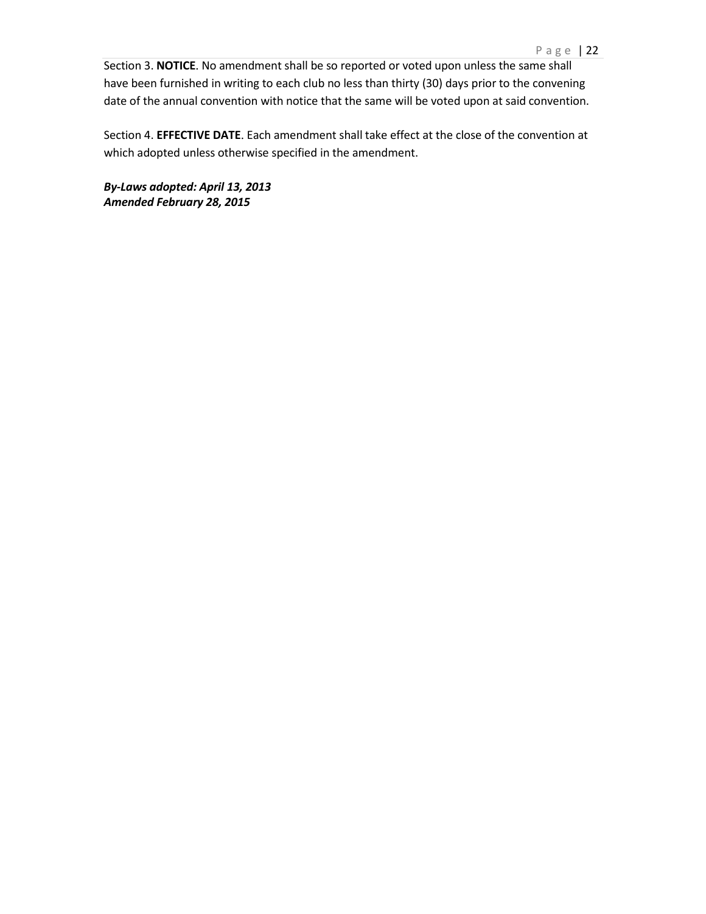Section 3. **NOTICE**. No amendment shall be so reported or voted upon unless the same shall have been furnished in writing to each club no less than thirty (30) days prior to the convening date of the annual convention with notice that the same will be voted upon at said convention.

Section 4. **EFFECTIVE DATE**. Each amendment shall take effect at the close of the convention at which adopted unless otherwise specified in the amendment.

***By-Laws adopted: April 13, 2013***
***Amended February 28, 2015***